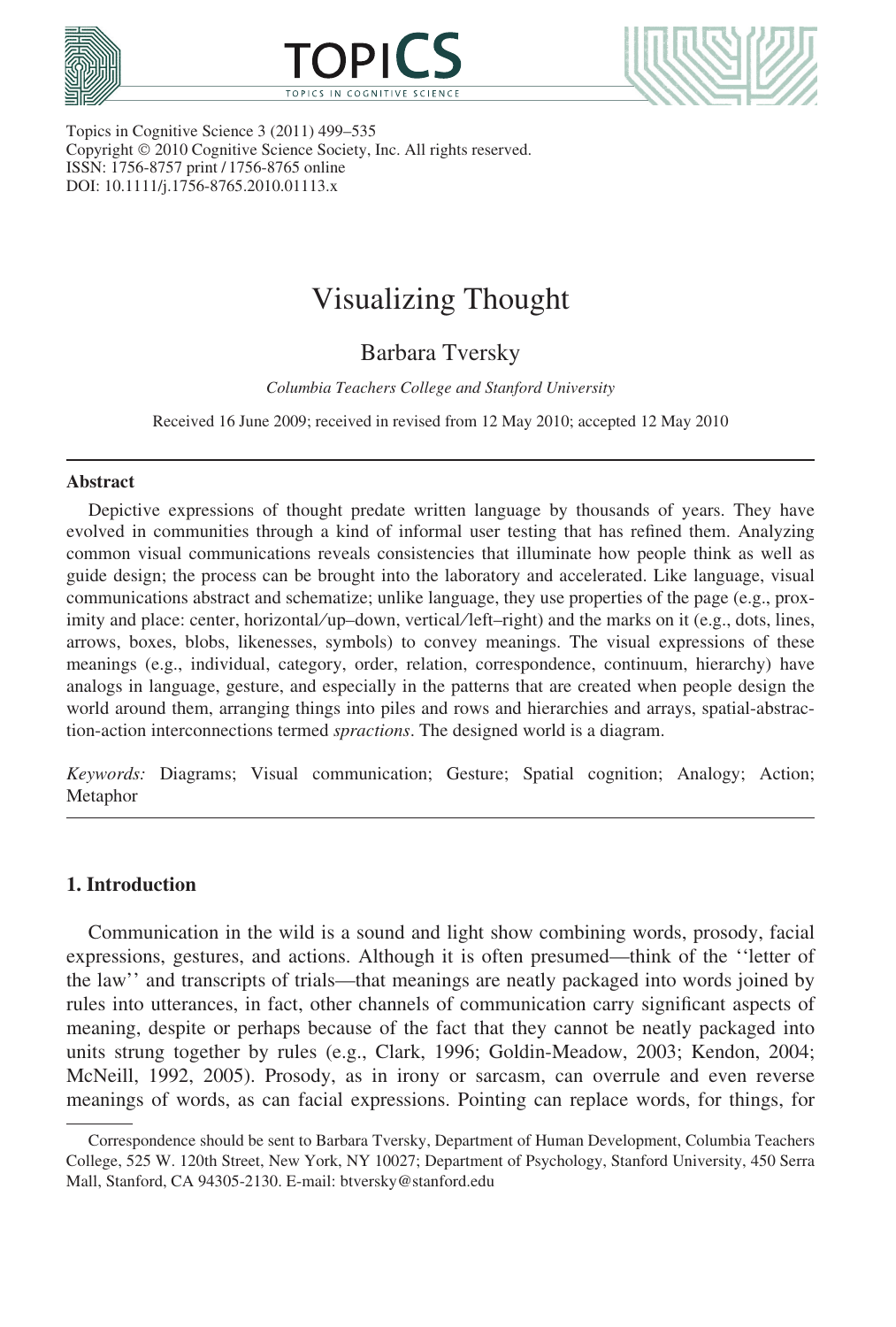Topics in Cognitive Science 3 (2011) 499–535
Copyright © 2010 Cognitive Science Society, Inc. All rights reserved.
ISSN: 1756-8757 print / 1756-8765 online
DOI: 10.1111/j.1756-8765.2010.01113.x

# Visualizing Thought

Barbara Tversky

*Columbia Teachers College and Stanford University*

Received 16 June 2009; received in revised from 12 May 2010; accepted 12 May 2010

---

### Abstract

Depictive expressions of thought predate written language by thousands of years. They have evolved in communities through a kind of informal user testing that has refined them. Analyzing common visual communications reveals consistencies that illuminate how people think as well as guide design; the process can be brought into the laboratory and accelerated. Like language, visual communications abstract and schematize; unlike language, they use properties of the page (e.g., proximity and place: center, horizontal/up–down, vertical/left–right) and the marks on it (e.g., dots, lines, arrows, boxes, blobs, likenesses, symbols) to convey meanings. The visual expressions of these meanings (e.g., individual, category, order, relation, correspondence, continuum, hierarchy) have analogs in language, gesture, and especially in the patterns that are created when people design the world around them, arranging things into piles and rows and hierarchies and arrays, spatial-abstraction-action interconnections termed *spractions*. The designed world is a diagram.

*Keywords:* Diagrams; Visual communication; Gesture; Spatial cognition; Analogy; Action; Metaphor

---

## 1. Introduction

Communication in the wild is a sound and light show combining words, prosody, facial expressions, gestures, and actions. Although it is often presumed—think of the ''letter of the law'' and transcripts of trials—that meanings are neatly packaged into words joined by rules into utterances, in fact, other channels of communication carry significant aspects of meaning, despite or perhaps because of the fact that they cannot be neatly packaged into units strung together by rules (e.g., Clark, 1996; Goldin-Meadow, 2003; Kendon, 2004; McNeill, 1992, 2005). Prosody, as in irony or sarcasm, can overrule and even reverse meanings of words, as can facial expressions. Pointing can replace words, for things, for

---

Correspondence should be sent to Barbara Tversky, Department of Human Development, Columbia Teachers College, 525 W. 120th Street, New York, NY 10027; Department of Psychology, Stanford University, 450 Serra Mall, Stanford, CA 94305-2130. E-mail: btversky@stanford.edu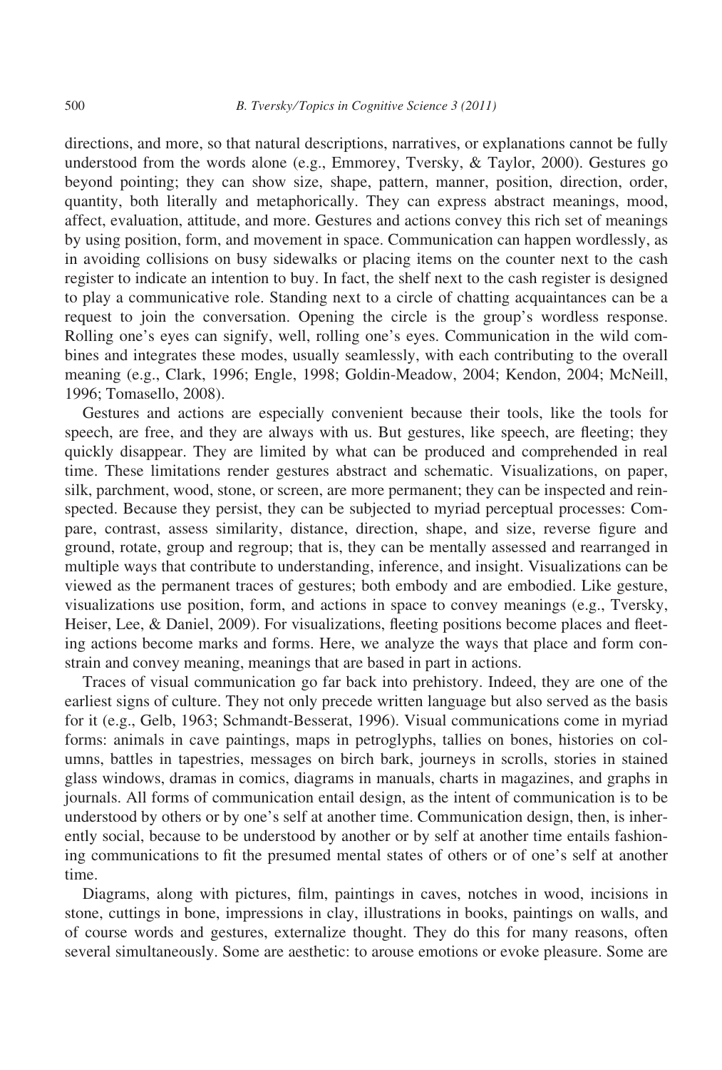directions, and more, so that natural descriptions, narratives, or explanations cannot be fully understood from the words alone (e.g., Emmorey, Tversky, & Taylor, 2000). Gestures go beyond pointing; they can show size, shape, pattern, manner, position, direction, order, quantity, both literally and metaphorically. They can express abstract meanings, mood, affect, evaluation, attitude, and more. Gestures and actions convey this rich set of meanings by using position, form, and movement in space. Communication can happen wordlessly, as in avoiding collisions on busy sidewalks or placing items on the counter next to the cash register to indicate an intention to buy. In fact, the shelf next to the cash register is designed to play a communicative role. Standing next to a circle of chatting acquaintances can be a request to join the conversation. Opening the circle is the group's wordless response. Rolling one's eyes can signify, well, rolling one's eyes. Communication in the wild combines and integrates these modes, usually seamlessly, with each contributing to the overall meaning (e.g., Clark, 1996; Engle, 1998; Goldin-Meadow, 2004; Kendon, 2004; McNeill, 1996; Tomasello, 2008).

Gestures and actions are especially convenient because their tools, like the tools for speech, are free, and they are always with us. But gestures, like speech, are fleeting; they quickly disappear. They are limited by what can be produced and comprehended in real time. These limitations render gestures abstract and schematic. Visualizations, on paper, silk, parchment, wood, stone, or screen, are more permanent; they can be inspected and reinspected. Because they persist, they can be subjected to myriad perceptual processes: Compare, contrast, assess similarity, distance, direction, shape, and size, reverse figure and ground, rotate, group and regroup; that is, they can be mentally assessed and rearranged in multiple ways that contribute to understanding, inference, and insight. Visualizations can be viewed as the permanent traces of gestures; both embody and are embodied. Like gesture, visualizations use position, form, and actions in space to convey meanings (e.g., Tversky, Heiser, Lee, & Daniel, 2009). For visualizations, fleeting positions become places and fleeting actions become marks and forms. Here, we analyze the ways that place and form constrain and convey meaning, meanings that are based in part in actions.

Traces of visual communication go far back into prehistory. Indeed, they are one of the earliest signs of culture. They not only precede written language but also served as the basis for it (e.g., Gelb, 1963; Schmandt-Besserat, 1996). Visual communications come in myriad forms: animals in cave paintings, maps in petroglyphs, tallies on bones, histories on columns, battles in tapestries, messages on birch bark, journeys in scrolls, stories in stained glass windows, dramas in comics, diagrams in manuals, charts in magazines, and graphs in journals. All forms of communication entail design, as the intent of communication is to be understood by others or by one's self at another time. Communication design, then, is inherently social, because to be understood by another or by self at another time entails fashioning communications to fit the presumed mental states of others or of one's self at another time.

Diagrams, along with pictures, film, paintings in caves, notches in wood, incisions in stone, cuttings in bone, impressions in clay, illustrations in books, paintings on walls, and of course words and gestures, externalize thought. They do this for many reasons, often several simultaneously. Some are aesthetic: to arouse emotions or evoke pleasure. Some are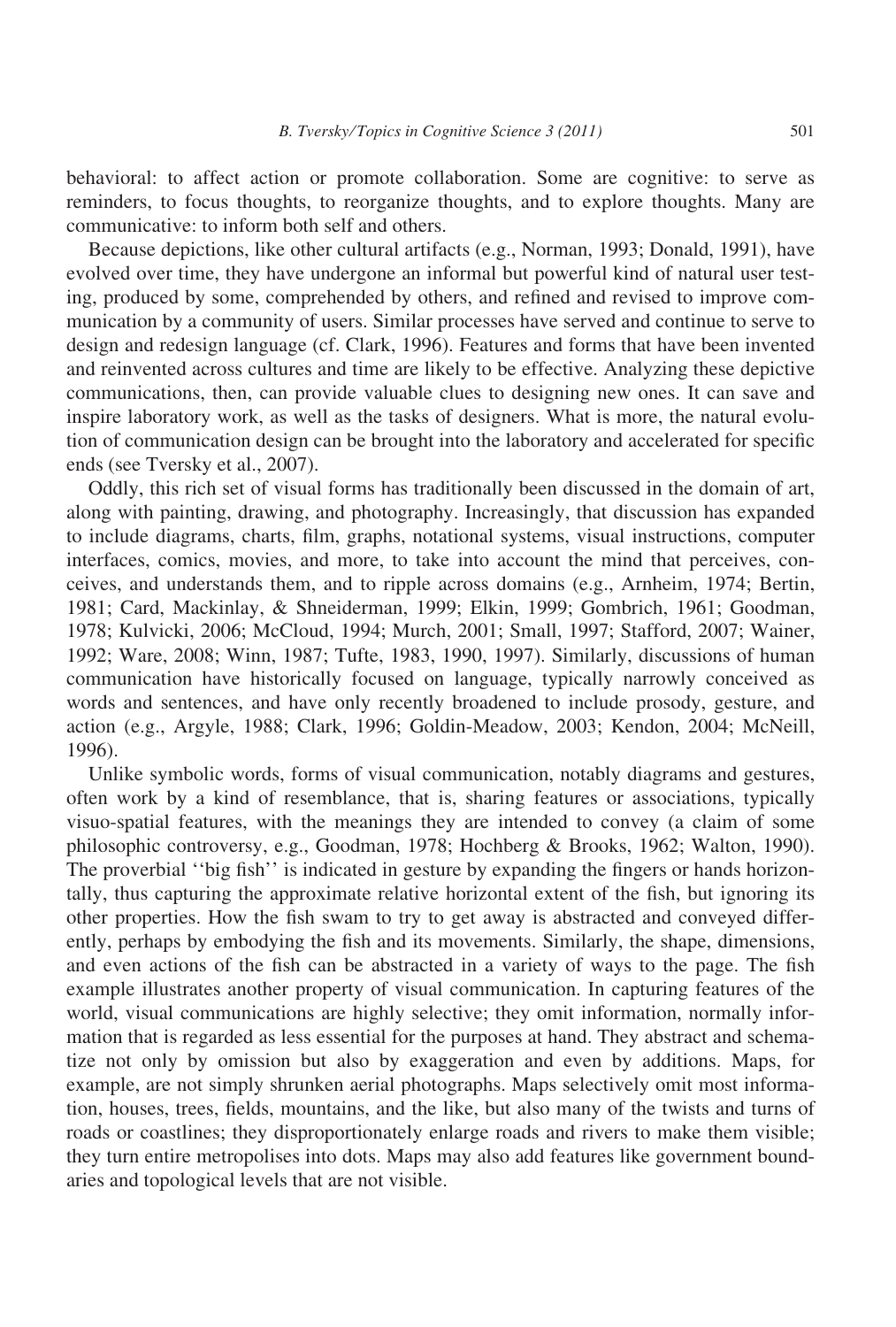behavioral: to affect action or promote collaboration. Some are cognitive: to serve as reminders, to focus thoughts, to reorganize thoughts, and to explore thoughts. Many are communicative: to inform both self and others.

Because depictions, like other cultural artifacts (e.g., Norman, 1993; Donald, 1991), have evolved over time, they have undergone an informal but powerful kind of natural user testing, produced by some, comprehended by others, and refined and revised to improve communication by a community of users. Similar processes have served and continue to serve to design and redesign language (cf. Clark, 1996). Features and forms that have been invented and reinvented across cultures and time are likely to be effective. Analyzing these depictive communications, then, can provide valuable clues to designing new ones. It can save and inspire laboratory work, as well as the tasks of designers. What is more, the natural evolution of communication design can be brought into the laboratory and accelerated for specific ends (see Tversky et al., 2007).

Oddly, this rich set of visual forms has traditionally been discussed in the domain of art, along with painting, drawing, and photography. Increasingly, that discussion has expanded to include diagrams, charts, film, graphs, notational systems, visual instructions, computer interfaces, comics, movies, and more, to take into account the mind that perceives, conceives, and understands them, and to ripple across domains (e.g., Arnheim, 1974; Bertin, 1981; Card, Mackinlay, & Shneiderman, 1999; Elkin, 1999; Gombrich, 1961; Goodman, 1978; Kulvicki, 2006; McCloud, 1994; Murch, 2001; Small, 1997; Stafford, 2007; Wainer, 1992; Ware, 2008; Winn, 1987; Tufte, 1983, 1990, 1997). Similarly, discussions of human communication have historically focused on language, typically narrowly conceived as words and sentences, and have only recently broadened to include prosody, gesture, and action (e.g., Argyle, 1988; Clark, 1996; Goldin-Meadow, 2003; Kendon, 2004; McNeill, 1996).

Unlike symbolic words, forms of visual communication, notably diagrams and gestures, often work by a kind of resemblance, that is, sharing features or associations, typically visuo-spatial features, with the meanings they are intended to convey (a claim of some philosophic controversy, e.g., Goodman, 1978; Hochberg & Brooks, 1962; Walton, 1990). The proverbial ''big fish'' is indicated in gesture by expanding the fingers or hands horizontally, thus capturing the approximate relative horizontal extent of the fish, but ignoring its other properties. How the fish swam to try to get away is abstracted and conveyed differently, perhaps by embodying the fish and its movements. Similarly, the shape, dimensions, and even actions of the fish can be abstracted in a variety of ways to the page. The fish example illustrates another property of visual communication. In capturing features of the world, visual communications are highly selective; they omit information, normally information that is regarded as less essential for the purposes at hand. They abstract and schematize not only by omission but also by exaggeration and even by additions. Maps, for example, are not simply shrunken aerial photographs. Maps selectively omit most information, houses, trees, fields, mountains, and the like, but also many of the twists and turns of roads or coastlines; they disproportionately enlarge roads and rivers to make them visible; they turn entire metropolises into dots. Maps may also add features like government boundaries and topological levels that are not visible.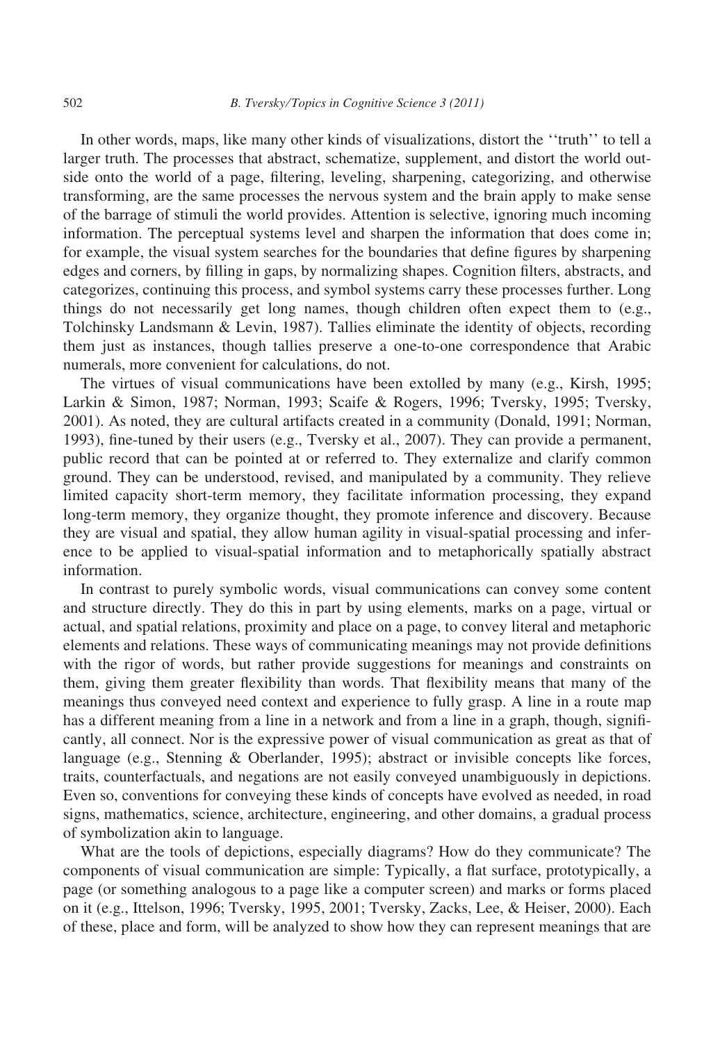In other words, maps, like many other kinds of visualizations, distort the ''truth'' to tell a larger truth. The processes that abstract, schematize, supplement, and distort the world outside onto the world of a page, filtering, leveling, sharpening, categorizing, and otherwise transforming, are the same processes the nervous system and the brain apply to make sense of the barrage of stimuli the world provides. Attention is selective, ignoring much incoming information. The perceptual systems level and sharpen the information that does come in; for example, the visual system searches for the boundaries that define figures by sharpening edges and corners, by filling in gaps, by normalizing shapes. Cognition filters, abstracts, and categorizes, continuing this process, and symbol systems carry these processes further. Long things do not necessarily get long names, though children often expect them to (e.g., Tolchinsky Landsmann & Levin, 1987). Tallies eliminate the identity of objects, recording them just as instances, though tallies preserve a one-to-one correspondence that Arabic numerals, more convenient for calculations, do not.

The virtues of visual communications have been extolled by many (e.g., Kirsh, 1995; Larkin & Simon, 1987; Norman, 1993; Scaife & Rogers, 1996; Tversky, 1995; Tversky, 2001). As noted, they are cultural artifacts created in a community (Donald, 1991; Norman, 1993), fine-tuned by their users (e.g., Tversky et al., 2007). They can provide a permanent, public record that can be pointed at or referred to. They externalize and clarify common ground. They can be understood, revised, and manipulated by a community. They relieve limited capacity short-term memory, they facilitate information processing, they expand long-term memory, they organize thought, they promote inference and discovery. Because they are visual and spatial, they allow human agility in visual-spatial processing and inference to be applied to visual-spatial information and to metaphorically spatially abstract information.

In contrast to purely symbolic words, visual communications can convey some content and structure directly. They do this in part by using elements, marks on a page, virtual or actual, and spatial relations, proximity and place on a page, to convey literal and metaphoric elements and relations. These ways of communicating meanings may not provide definitions with the rigor of words, but rather provide suggestions for meanings and constraints on them, giving them greater flexibility than words. That flexibility means that many of the meanings thus conveyed need context and experience to fully grasp. A line in a route map has a different meaning from a line in a network and from a line in a graph, though, significantly, all connect. Nor is the expressive power of visual communication as great as that of language (e.g., Stenning & Oberlander, 1995); abstract or invisible concepts like forces, traits, counterfactuals, and negations are not easily conveyed unambiguously in depictions. Even so, conventions for conveying these kinds of concepts have evolved as needed, in road signs, mathematics, science, architecture, engineering, and other domains, a gradual process of symbolization akin to language.

What are the tools of depictions, especially diagrams? How do they communicate? The components of visual communication are simple: Typically, a flat surface, prototypically, a page (or something analogous to a page like a computer screen) and marks or forms placed on it (e.g., Ittelson, 1996; Tversky, 1995, 2001; Tversky, Zacks, Lee, & Heiser, 2000). Each of these, place and form, will be analyzed to show how they can represent meanings that are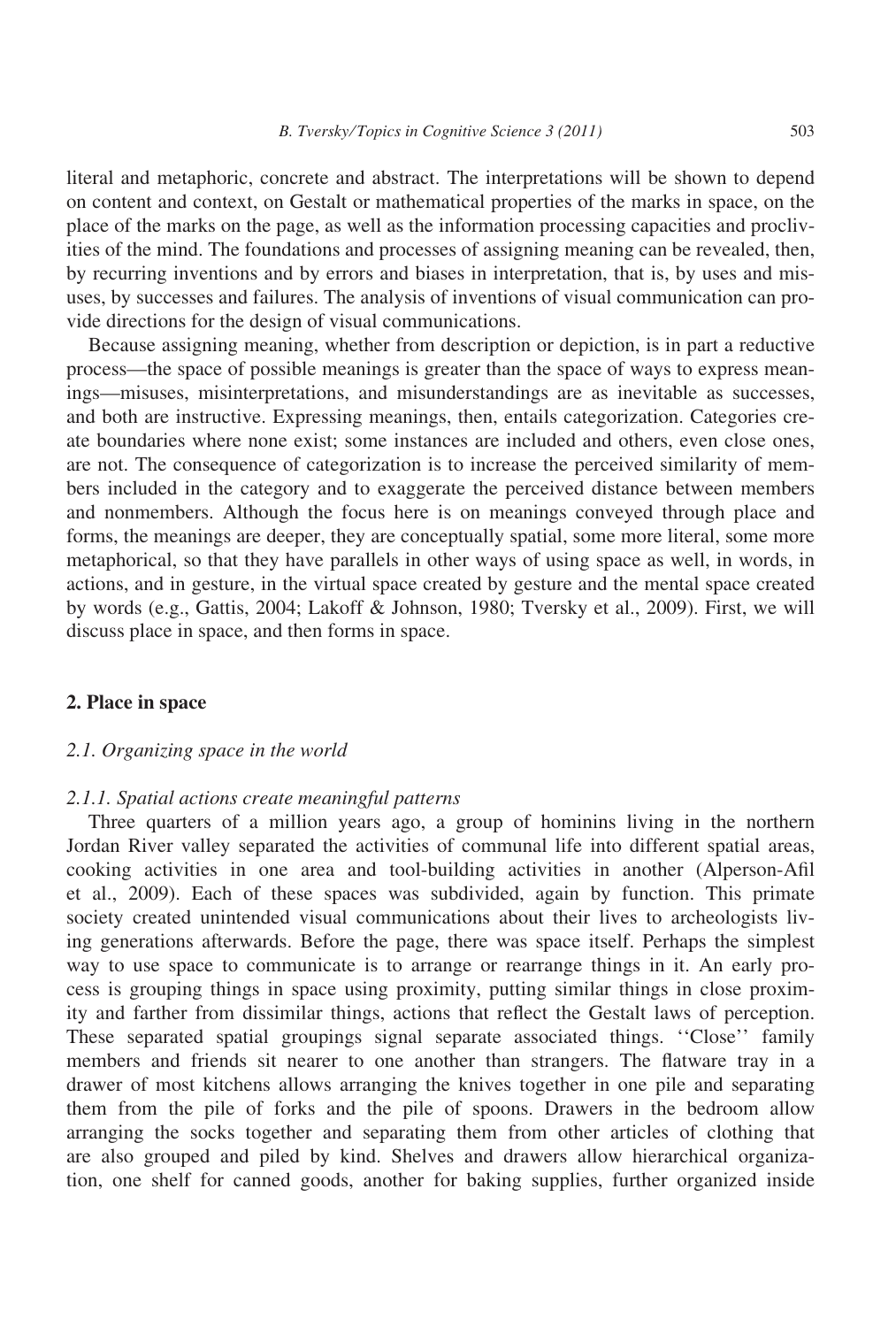literal and metaphoric, concrete and abstract. The interpretations will be shown to depend on content and context, on Gestalt or mathematical properties of the marks in space, on the place of the marks on the page, as well as the information processing capacities and proclivities of the mind. The foundations and processes of assigning meaning can be revealed, then, by recurring inventions and by errors and biases in interpretation, that is, by uses and misuses, by successes and failures. The analysis of inventions of visual communication can provide directions for the design of visual communications.

Because assigning meaning, whether from description or depiction, is in part a reductive process—the space of possible meanings is greater than the space of ways to express meanings—misuses, misinterpretations, and misunderstandings are as inevitable as successes, and both are instructive. Expressing meanings, then, entails categorization. Categories create boundaries where none exist; some instances are included and others, even close ones, are not. The consequence of categorization is to increase the perceived similarity of members included in the category and to exaggerate the perceived distance between members and nonmembers. Although the focus here is on meanings conveyed through place and forms, the meanings are deeper, they are conceptually spatial, some more literal, some more metaphorical, so that they have parallels in other ways of using space as well, in words, in actions, and in gesture, in the virtual space created by gesture and the mental space created by words (e.g., Gattis, 2004; Lakoff & Johnson, 1980; Tversky et al., 2009). First, we will discuss place in space, and then forms in space.

## 2. Place in space

### *2.1. Organizing space in the world*

#### *2.1.1. Spatial actions create meaningful patterns*

Three quarters of a million years ago, a group of hominins living in the northern Jordan River valley separated the activities of communal life into different spatial areas, cooking activities in one area and tool-building activities in another (Alperson-Afil et al., 2009). Each of these spaces was subdivided, again by function. This primate society created unintended visual communications about their lives to archeologists living generations afterwards. Before the page, there was space itself. Perhaps the simplest way to use space to communicate is to arrange or rearrange things in it. An early process is grouping things in space using proximity, putting similar things in close proximity and farther from dissimilar things, actions that reflect the Gestalt laws of perception. These separated spatial groupings signal separate associated things. ''Close'' family members and friends sit nearer to one another than strangers. The flatware tray in a drawer of most kitchens allows arranging the knives together in one pile and separating them from the pile of forks and the pile of spoons. Drawers in the bedroom allow arranging the socks together and separating them from other articles of clothing that are also grouped and piled by kind. Shelves and drawers allow hierarchical organization, one shelf for canned goods, another for baking supplies, further organized inside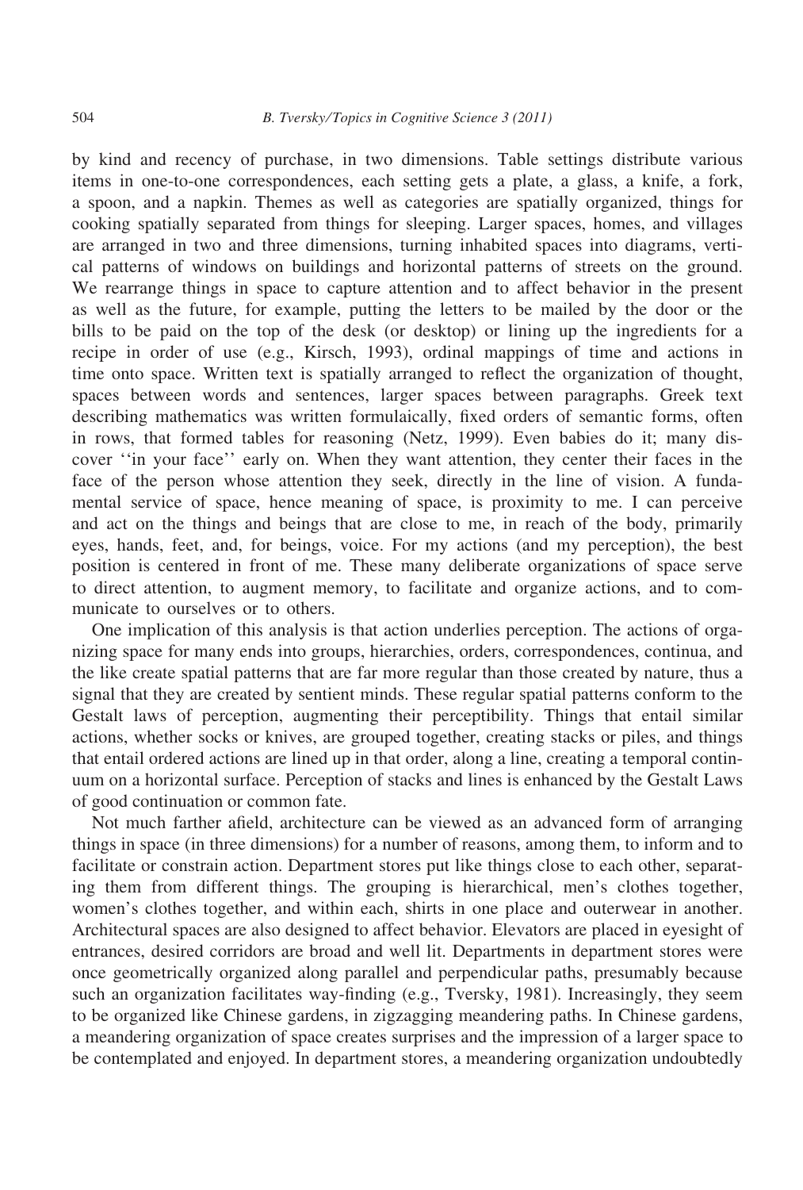by kind and recency of purchase, in two dimensions. Table settings distribute various items in one-to-one correspondences, each setting gets a plate, a glass, a knife, a fork, a spoon, and a napkin. Themes as well as categories are spatially organized, things for cooking spatially separated from things for sleeping. Larger spaces, homes, and villages are arranged in two and three dimensions, turning inhabited spaces into diagrams, vertical patterns of windows on buildings and horizontal patterns of streets on the ground. We rearrange things in space to capture attention and to affect behavior in the present as well as the future, for example, putting the letters to be mailed by the door or the bills to be paid on the top of the desk (or desktop) or lining up the ingredients for a recipe in order of use (e.g., Kirsch, 1993), ordinal mappings of time and actions in time onto space. Written text is spatially arranged to reflect the organization of thought, spaces between words and sentences, larger spaces between paragraphs. Greek text describing mathematics was written formulaically, fixed orders of semantic forms, often in rows, that formed tables for reasoning (Netz, 1999). Even babies do it; many discover ''in your face'' early on. When they want attention, they center their faces in the face of the person whose attention they seek, directly in the line of vision. A fundamental service of space, hence meaning of space, is proximity to me. I can perceive and act on the things and beings that are close to me, in reach of the body, primarily eyes, hands, feet, and, for beings, voice. For my actions (and my perception), the best position is centered in front of me. These many deliberate organizations of space serve to direct attention, to augment memory, to facilitate and organize actions, and to communicate to ourselves or to others.

One implication of this analysis is that action underlies perception. The actions of organizing space for many ends into groups, hierarchies, orders, correspondences, continua, and the like create spatial patterns that are far more regular than those created by nature, thus a signal that they are created by sentient minds. These regular spatial patterns conform to the Gestalt laws of perception, augmenting their perceptibility. Things that entail similar actions, whether socks or knives, are grouped together, creating stacks or piles, and things that entail ordered actions are lined up in that order, along a line, creating a temporal continuum on a horizontal surface. Perception of stacks and lines is enhanced by the Gestalt Laws of good continuation or common fate.

Not much farther afield, architecture can be viewed as an advanced form of arranging things in space (in three dimensions) for a number of reasons, among them, to inform and to facilitate or constrain action. Department stores put like things close to each other, separating them from different things. The grouping is hierarchical, men's clothes together, women's clothes together, and within each, shirts in one place and outerwear in another. Architectural spaces are also designed to affect behavior. Elevators are placed in eyesight of entrances, desired corridors are broad and well lit. Departments in department stores were once geometrically organized along parallel and perpendicular paths, presumably because such an organization facilitates way-finding (e.g., Tversky, 1981). Increasingly, they seem to be organized like Chinese gardens, in zigzagging meandering paths. In Chinese gardens, a meandering organization of space creates surprises and the impression of a larger space to be contemplated and enjoyed. In department stores, a meandering organization undoubtedly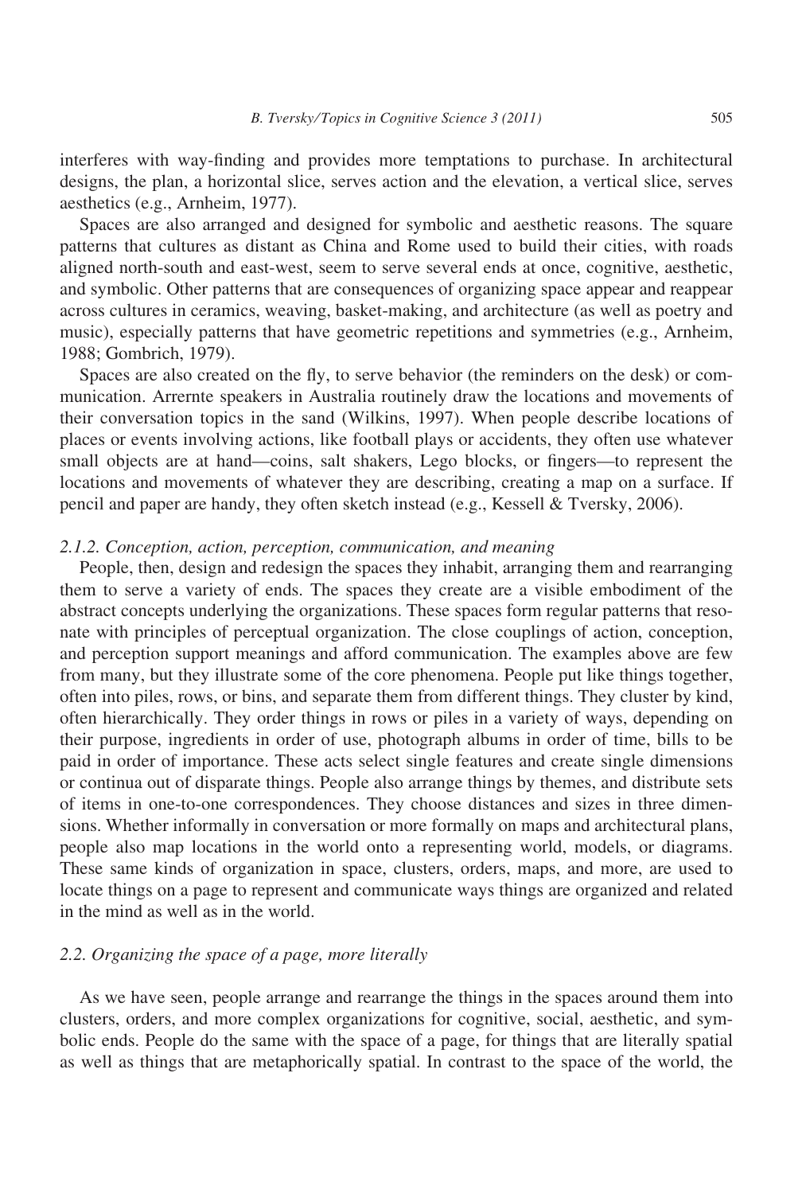interferes with way-finding and provides more temptations to purchase. In architectural designs, the plan, a horizontal slice, serves action and the elevation, a vertical slice, serves aesthetics (e.g., Arnheim, 1977).

Spaces are also arranged and designed for symbolic and aesthetic reasons. The square patterns that cultures as distant as China and Rome used to build their cities, with roads aligned north-south and east-west, seem to serve several ends at once, cognitive, aesthetic, and symbolic. Other patterns that are consequences of organizing space appear and reappear across cultures in ceramics, weaving, basket-making, and architecture (as well as poetry and music), especially patterns that have geometric repetitions and symmetries (e.g., Arnheim, 1988; Gombrich, 1979).

Spaces are also created on the fly, to serve behavior (the reminders on the desk) or communication. Arrernte speakers in Australia routinely draw the locations and movements of their conversation topics in the sand (Wilkins, 1997). When people describe locations of places or events involving actions, like football plays or accidents, they often use whatever small objects are at hand—coins, salt shakers, Lego blocks, or fingers—to represent the locations and movements of whatever they are describing, creating a map on a surface. If pencil and paper are handy, they often sketch instead (e.g., Kessell & Tversky, 2006).

#### *2.1.2. Conception, action, perception, communication, and meaning*

People, then, design and redesign the spaces they inhabit, arranging them and rearranging them to serve a variety of ends. The spaces they create are a visible embodiment of the abstract concepts underlying the organizations. These spaces form regular patterns that resonate with principles of perceptual organization. The close couplings of action, conception, and perception support meanings and afford communication. The examples above are few from many, but they illustrate some of the core phenomena. People put like things together, often into piles, rows, or bins, and separate them from different things. They cluster by kind, often hierarchically. They order things in rows or piles in a variety of ways, depending on their purpose, ingredients in order of use, photograph albums in order of time, bills to be paid in order of importance. These acts select single features and create single dimensions or continua out of disparate things. People also arrange things by themes, and distribute sets of items in one-to-one correspondences. They choose distances and sizes in three dimensions. Whether informally in conversation or more formally on maps and architectural plans, people also map locations in the world onto a representing world, models, or diagrams. These same kinds of organization in space, clusters, orders, maps, and more, are used to locate things on a page to represent and communicate ways things are organized and related in the mind as well as in the world.

### *2.2. Organizing the space of a page, more literally*

As we have seen, people arrange and rearrange the things in the spaces around them into clusters, orders, and more complex organizations for cognitive, social, aesthetic, and symbolic ends. People do the same with the space of a page, for things that are literally spatial as well as things that are metaphorically spatial. In contrast to the space of the world, the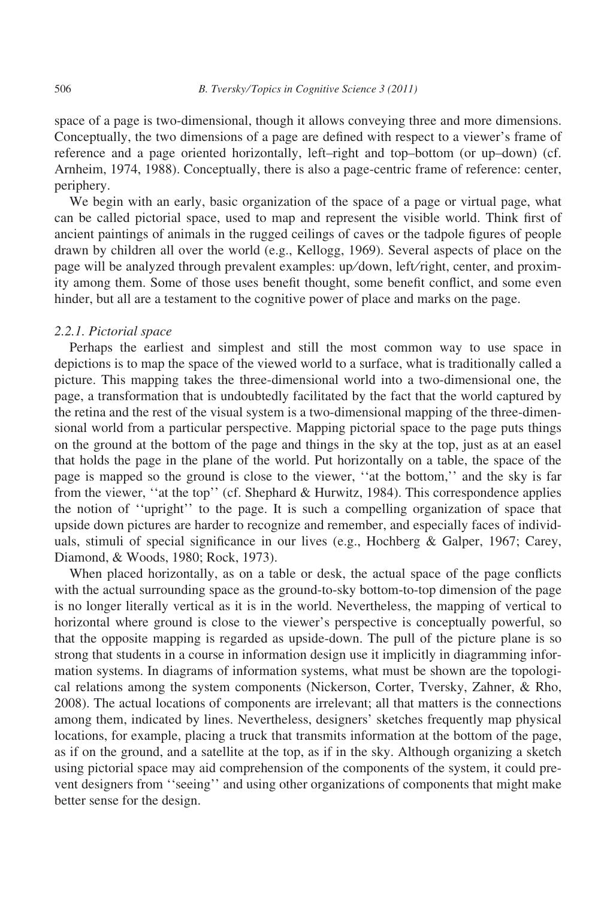space of a page is two-dimensional, though it allows conveying three and more dimensions. Conceptually, the two dimensions of a page are defined with respect to a viewer's frame of reference and a page oriented horizontally, left–right and top–bottom (or up–down) (cf. Arnheim, 1974, 1988). Conceptually, there is also a page-centric frame of reference: center, periphery.

We begin with an early, basic organization of the space of a page or virtual page, what can be called pictorial space, used to map and represent the visible world. Think first of ancient paintings of animals in the rugged ceilings of caves or the tadpole figures of people drawn by children all over the world (e.g., Kellogg, 1969). Several aspects of place on the page will be analyzed through prevalent examples: up/down, left/right, center, and proximity among them. Some of those uses benefit thought, some benefit conflict, and some even hinder, but all are a testament to the cognitive power of place and marks on the page.

#### 2.2.1. Pictorial space

Perhaps the earliest and simplest and still the most common way to use space in depictions is to map the space of the viewed world to a surface, what is traditionally called a picture. This mapping takes the three-dimensional world into a two-dimensional one, the page, a transformation that is undoubtedly facilitated by the fact that the world captured by the retina and the rest of the visual system is a two-dimensional mapping of the three-dimensional world from a particular perspective. Mapping pictorial space to the page puts things on the ground at the bottom of the page and things in the sky at the top, just as at an easel that holds the page in the plane of the world. Put horizontally on a table, the space of the page is mapped so the ground is close to the viewer, ''at the bottom,'' and the sky is far from the viewer, ''at the top'' (cf. Shephard & Hurwitz, 1984). This correspondence applies the notion of ''upright'' to the page. It is such a compelling organization of space that upside down pictures are harder to recognize and remember, and especially faces of individuals, stimuli of special significance in our lives (e.g., Hochberg & Galper, 1967; Carey, Diamond, & Woods, 1980; Rock, 1973).

When placed horizontally, as on a table or desk, the actual space of the page conflicts with the actual surrounding space as the ground-to-sky bottom-to-top dimension of the page is no longer literally vertical as it is in the world. Nevertheless, the mapping of vertical to horizontal where ground is close to the viewer's perspective is conceptually powerful, so that the opposite mapping is regarded as upside-down. The pull of the picture plane is so strong that students in a course in information design use it implicitly in diagramming information systems. In diagrams of information systems, what must be shown are the topological relations among the system components (Nickerson, Corter, Tversky, Zahner, & Rho, 2008). The actual locations of components are irrelevant; all that matters is the connections among them, indicated by lines. Nevertheless, designers' sketches frequently map physical locations, for example, placing a truck that transmits information at the bottom of the page, as if on the ground, and a satellite at the top, as if in the sky. Although organizing a sketch using pictorial space may aid comprehension of the components of the system, it could prevent designers from ''seeing'' and using other organizations of components that might make better sense for the design.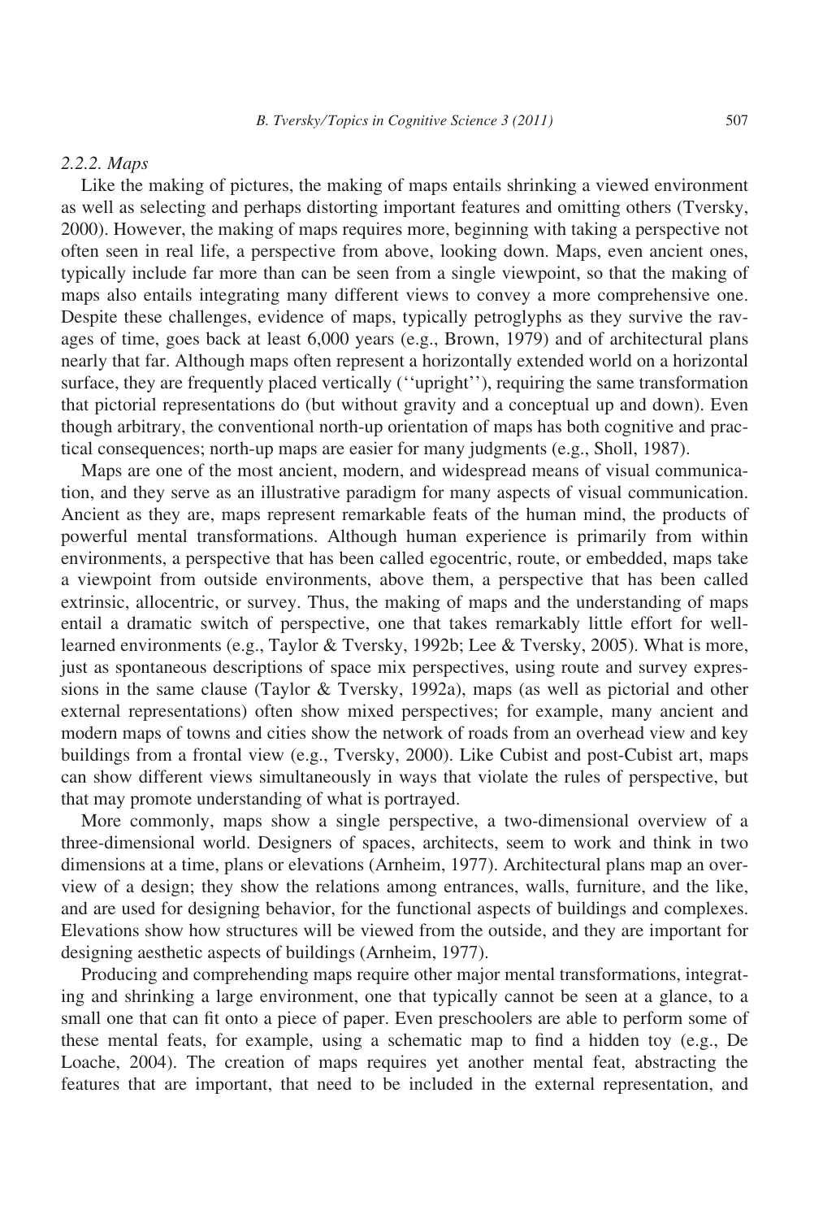#### 2.2.2. Maps

Like the making of pictures, the making of maps entails shrinking a viewed environment as well as selecting and perhaps distorting important features and omitting others (Tversky, 2000). However, the making of maps requires more, beginning with taking a perspective not often seen in real life, a perspective from above, looking down. Maps, even ancient ones, typically include far more than can be seen from a single viewpoint, so that the making of maps also entails integrating many different views to convey a more comprehensive one. Despite these challenges, evidence of maps, typically petroglyphs as they survive the ravages of time, goes back at least 6,000 years (e.g., Brown, 1979) and of architectural plans nearly that far. Although maps often represent a horizontally extended world on a horizontal surface, they are frequently placed vertically (''upright''), requiring the same transformation that pictorial representations do (but without gravity and a conceptual up and down). Even though arbitrary, the conventional north-up orientation of maps has both cognitive and practical consequences; north-up maps are easier for many judgments (e.g., Sholl, 1987).

Maps are one of the most ancient, modern, and widespread means of visual communication, and they serve as an illustrative paradigm for many aspects of visual communication. Ancient as they are, maps represent remarkable feats of the human mind, the products of powerful mental transformations. Although human experience is primarily from within environments, a perspective that has been called egocentric, route, or embedded, maps take a viewpoint from outside environments, above them, a perspective that has been called extrinsic, allocentric, or survey. Thus, the making of maps and the understanding of maps entail a dramatic switch of perspective, one that takes remarkably little effort for well-learned environments (e.g., Taylor & Tversky, 1992b; Lee & Tversky, 2005). What is more, just as spontaneous descriptions of space mix perspectives, using route and survey expressions in the same clause (Taylor & Tversky, 1992a), maps (as well as pictorial and other external representations) often show mixed perspectives; for example, many ancient and modern maps of towns and cities show the network of roads from an overhead view and key buildings from a frontal view (e.g., Tversky, 2000). Like Cubist and post-Cubist art, maps can show different views simultaneously in ways that violate the rules of perspective, but that may promote understanding of what is portrayed.

More commonly, maps show a single perspective, a two-dimensional overview of a three-dimensional world. Designers of spaces, architects, seem to work and think in two dimensions at a time, plans or elevations (Arnheim, 1977). Architectural plans map an overview of a design; they show the relations among entrances, walls, furniture, and the like, and are used for designing behavior, for the functional aspects of buildings and complexes. Elevations show how structures will be viewed from the outside, and they are important for designing aesthetic aspects of buildings (Arnheim, 1977).

Producing and comprehending maps require other major mental transformations, integrating and shrinking a large environment, one that typically cannot be seen at a glance, to a small one that can fit onto a piece of paper. Even preschoolers are able to perform some of these mental feats, for example, using a schematic map to find a hidden toy (e.g., De Loache, 2004). The creation of maps requires yet another mental feat, abstracting the features that are important, that need to be included in the external representation, and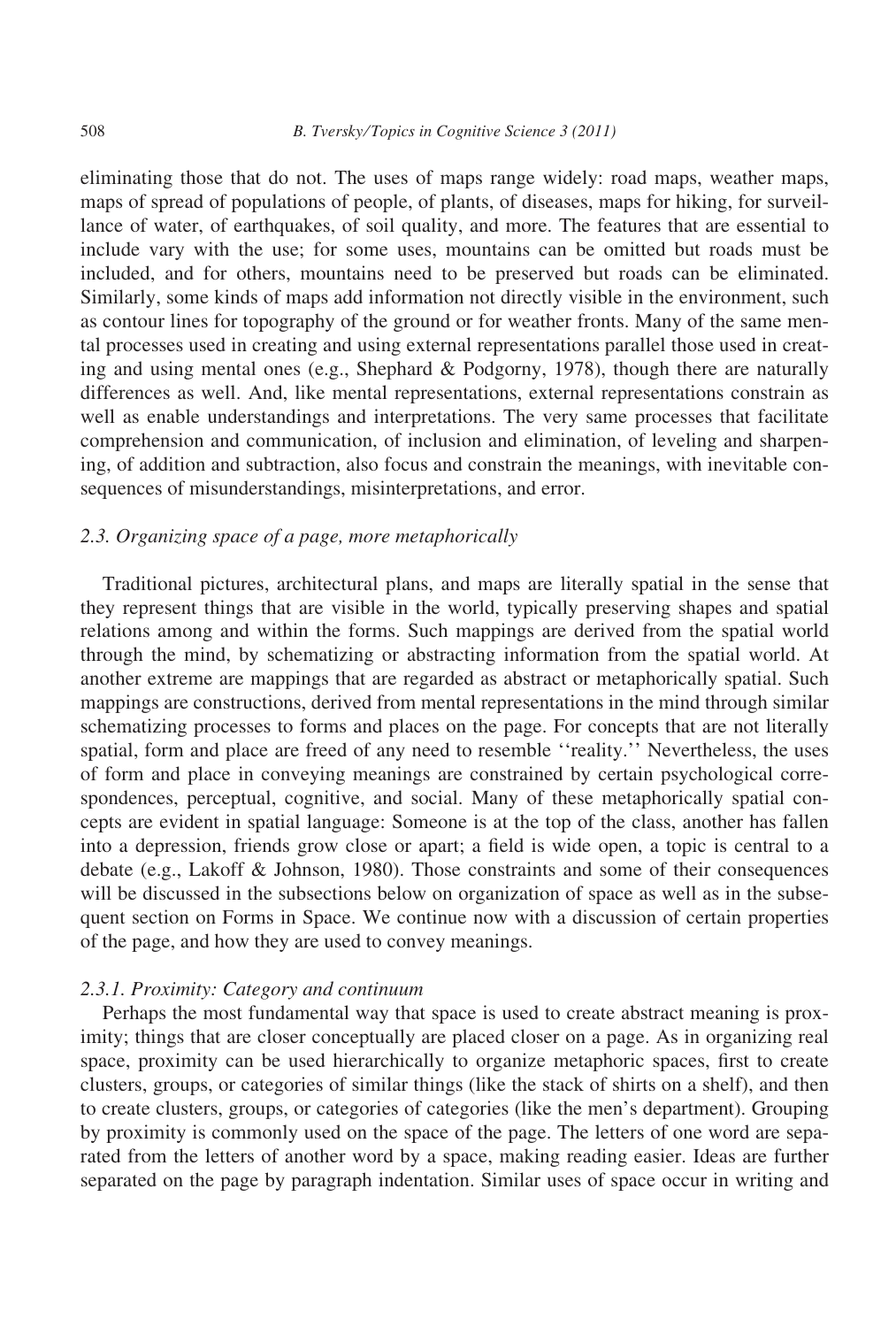eliminating those that do not. The uses of maps range widely: road maps, weather maps, maps of spread of populations of people, of plants, of diseases, maps for hiking, for surveillance of water, of earthquakes, of soil quality, and more. The features that are essential to include vary with the use; for some uses, mountains can be omitted but roads must be included, and for others, mountains need to be preserved but roads can be eliminated. Similarly, some kinds of maps add information not directly visible in the environment, such as contour lines for topography of the ground or for weather fronts. Many of the same mental processes used in creating and using external representations parallel those used in creating and using mental ones (e.g., Shephard & Podgorny, 1978), though there are naturally differences as well. And, like mental representations, external representations constrain as well as enable understandings and interpretations. The very same processes that facilitate comprehension and communication, of inclusion and elimination, of leveling and sharpening, of addition and subtraction, also focus and constrain the meanings, with inevitable consequences of misunderstandings, misinterpretations, and error.

### *2.3. Organizing space of a page, more metaphorically*

Traditional pictures, architectural plans, and maps are literally spatial in the sense that they represent things that are visible in the world, typically preserving shapes and spatial relations among and within the forms. Such mappings are derived from the spatial world through the mind, by schematizing or abstracting information from the spatial world. At another extreme are mappings that are regarded as abstract or metaphorically spatial. Such mappings are constructions, derived from mental representations in the mind through similar schematizing processes to forms and places on the page. For concepts that are not literally spatial, form and place are freed of any need to resemble ''reality.'' Nevertheless, the uses of form and place in conveying meanings are constrained by certain psychological correspondences, perceptual, cognitive, and social. Many of these metaphorically spatial concepts are evident in spatial language: Someone is at the top of the class, another has fallen into a depression, friends grow close or apart; a field is wide open, a topic is central to a debate (e.g., Lakoff & Johnson, 1980). Those constraints and some of their consequences will be discussed in the subsections below on organization of space as well as in the subsequent section on Forms in Space. We continue now with a discussion of certain properties of the page, and how they are used to convey meanings.

#### *2.3.1. Proximity: Category and continuum*

Perhaps the most fundamental way that space is used to create abstract meaning is proximity; things that are closer conceptually are placed closer on a page. As in organizing real space, proximity can be used hierarchically to organize metaphoric spaces, first to create clusters, groups, or categories of similar things (like the stack of shirts on a shelf), and then to create clusters, groups, or categories of categories (like the men's department). Grouping by proximity is commonly used on the space of the page. The letters of one word are separated from the letters of another word by a space, making reading easier. Ideas are further separated on the page by paragraph indentation. Similar uses of space occur in writing and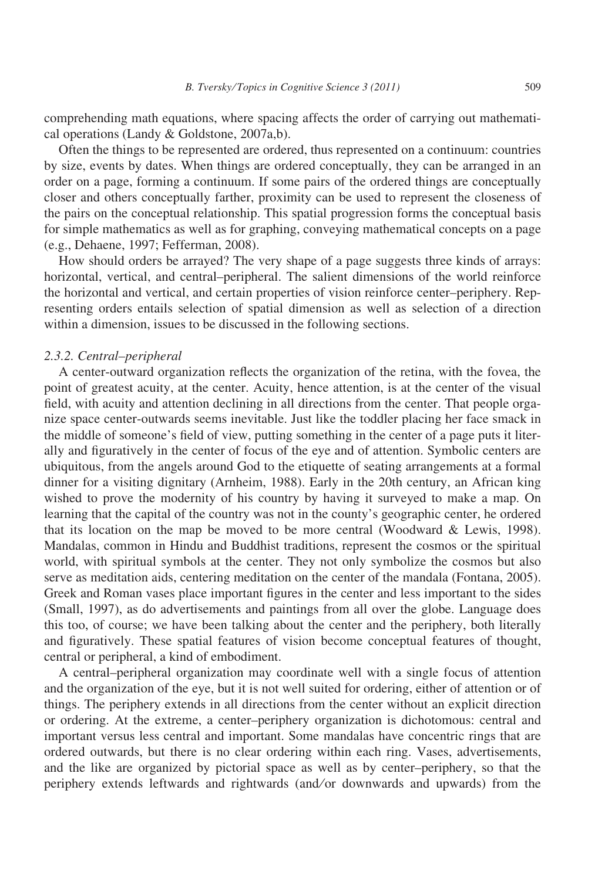comprehending math equations, where spacing affects the order of carrying out mathematical operations (Landy & Goldstone, 2007a,b).

Often the things to be represented are ordered, thus represented on a continuum: countries by size, events by dates. When things are ordered conceptually, they can be arranged in an order on a page, forming a continuum. If some pairs of the ordered things are conceptually closer and others conceptually farther, proximity can be used to represent the closeness of the pairs on the conceptual relationship. This spatial progression forms the conceptual basis for simple mathematics as well as for graphing, conveying mathematical concepts on a page (e.g., Dehaene, 1997; Fefferman, 2008).

How should orders be arrayed? The very shape of a page suggests three kinds of arrays: horizontal, vertical, and central–peripheral. The salient dimensions of the world reinforce the horizontal and vertical, and certain properties of vision reinforce center–periphery. Representing orders entails selection of spatial dimension as well as selection of a direction within a dimension, issues to be discussed in the following sections.

### *2.3.2. Central–peripheral*

A center-outward organization reflects the organization of the retina, with the fovea, the point of greatest acuity, at the center. Acuity, hence attention, is at the center of the visual field, with acuity and attention declining in all directions from the center. That people organize space center-outwards seems inevitable. Just like the toddler placing her face smack in the middle of someone's field of view, putting something in the center of a page puts it literally and figuratively in the center of focus of the eye and of attention. Symbolic centers are ubiquitous, from the angels around God to the etiquette of seating arrangements at a formal dinner for a visiting dignitary (Arnheim, 1988). Early in the 20th century, an African king wished to prove the modernity of his country by having it surveyed to make a map. On learning that the capital of the country was not in the county's geographic center, he ordered that its location on the map be moved to be more central (Woodward & Lewis, 1998). Mandalas, common in Hindu and Buddhist traditions, represent the cosmos or the spiritual world, with spiritual symbols at the center. They not only symbolize the cosmos but also serve as meditation aids, centering meditation on the center of the mandala (Fontana, 2005). Greek and Roman vases place important figures in the center and less important to the sides (Small, 1997), as do advertisements and paintings from all over the globe. Language does this too, of course; we have been talking about the center and the periphery, both literally and figuratively. These spatial features of vision become conceptual features of thought, central or peripheral, a kind of embodiment.

A central–peripheral organization may coordinate well with a single focus of attention and the organization of the eye, but it is not well suited for ordering, either of attention or of things. The periphery extends in all directions from the center without an explicit direction or ordering. At the extreme, a center–periphery organization is dichotomous: central and important versus less central and important. Some mandalas have concentric rings that are ordered outwards, but there is no clear ordering within each ring. Vases, advertisements, and the like are organized by pictorial space as well as by center–periphery, so that the periphery extends leftwards and rightwards (and/or downwards and upwards) from the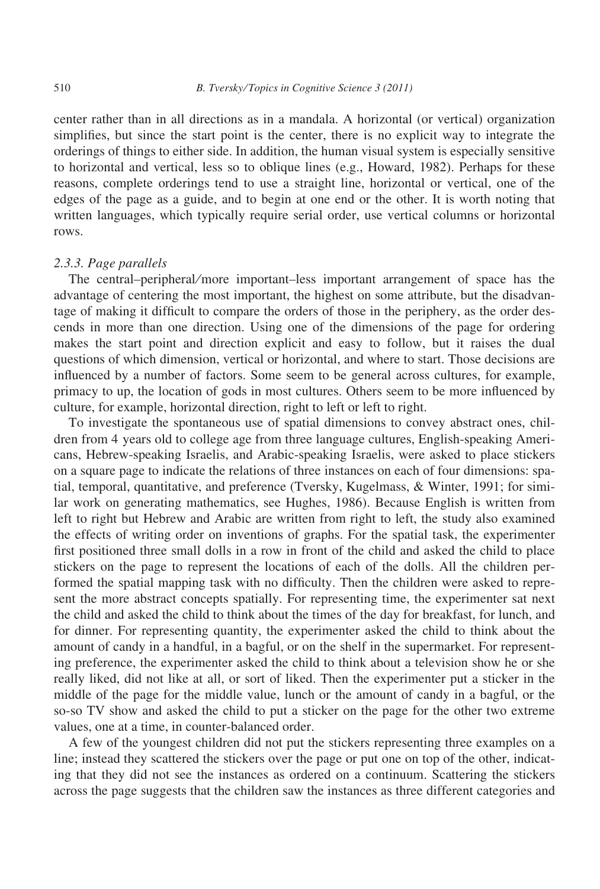center rather than in all directions as in a mandala. A horizontal (or vertical) organization simplifies, but since the start point is the center, there is no explicit way to integrate the orderings of things to either side. In addition, the human visual system is especially sensitive to horizontal and vertical, less so to oblique lines (e.g., Howard, 1982). Perhaps for these reasons, complete orderings tend to use a straight line, horizontal or vertical, one of the edges of the page as a guide, and to begin at one end or the other. It is worth noting that written languages, which typically require serial order, use vertical columns or horizontal rows.

### 2.3.3. Page parallels

The central–peripheral/more important–less important arrangement of space has the advantage of centering the most important, the highest on some attribute, but the disadvantage of making it difficult to compare the orders of those in the periphery, as the order descends in more than one direction. Using one of the dimensions of the page for ordering makes the start point and direction explicit and easy to follow, but it raises the dual questions of which dimension, vertical or horizontal, and where to start. Those decisions are influenced by a number of factors. Some seem to be general across cultures, for example, primacy to up, the location of gods in most cultures. Others seem to be more influenced by culture, for example, horizontal direction, right to left or left to right.

To investigate the spontaneous use of spatial dimensions to convey abstract ones, children from 4 years old to college age from three language cultures, English-speaking Americans, Hebrew-speaking Israelis, and Arabic-speaking Israelis, were asked to place stickers on a square page to indicate the relations of three instances on each of four dimensions: spatial, temporal, quantitative, and preference (Tversky, Kugelmass, & Winter, 1991; for similar work on generating mathematics, see Hughes, 1986). Because English is written from left to right but Hebrew and Arabic are written from right to left, the study also examined the effects of writing order on inventions of graphs. For the spatial task, the experimenter first positioned three small dolls in a row in front of the child and asked the child to place stickers on the page to represent the locations of each of the dolls. All the children performed the spatial mapping task with no difficulty. Then the children were asked to represent the more abstract concepts spatially. For representing time, the experimenter sat next the child and asked the child to think about the times of the day for breakfast, for lunch, and for dinner. For representing quantity, the experimenter asked the child to think about the amount of candy in a handful, in a bagful, or on the shelf in the supermarket. For representing preference, the experimenter asked the child to think about a television show he or she really liked, did not like at all, or sort of liked. Then the experimenter put a sticker in the middle of the page for the middle value, lunch or the amount of candy in a bagful, or the so-so TV show and asked the child to put a sticker on the page for the other two extreme values, one at a time, in counter-balanced order.

A few of the youngest children did not put the stickers representing three examples on a line; instead they scattered the stickers over the page or put one on top of the other, indicating that they did not see the instances as ordered on a continuum. Scattering the stickers across the page suggests that the children saw the instances as three different categories and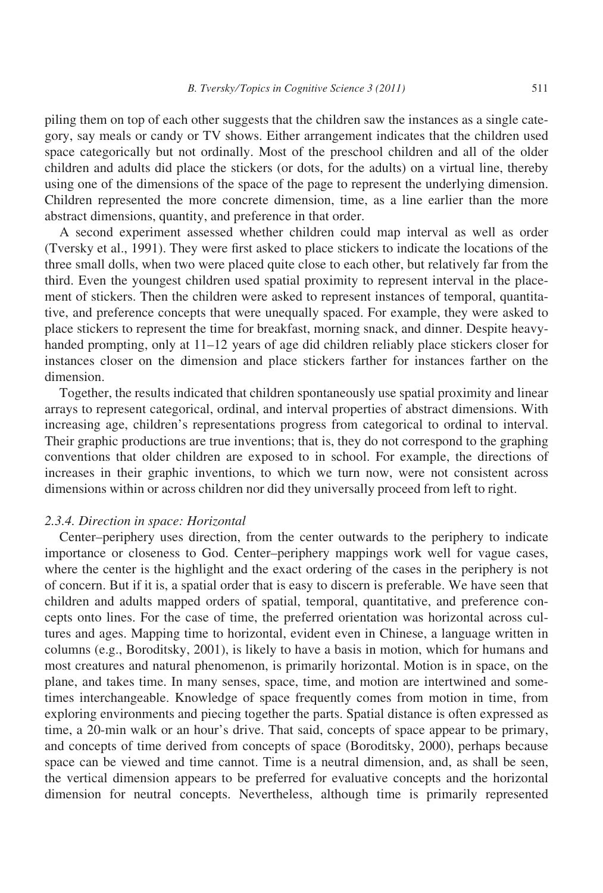piling them on top of each other suggests that the children saw the instances as a single category, say meals or candy or TV shows. Either arrangement indicates that the children used space categorically but not ordinally. Most of the preschool children and all of the older children and adults did place the stickers (or dots, for the adults) on a virtual line, thereby using one of the dimensions of the space of the page to represent the underlying dimension. Children represented the more concrete dimension, time, as a line earlier than the more abstract dimensions, quantity, and preference in that order.

A second experiment assessed whether children could map interval as well as order (Tversky et al., 1991). They were first asked to place stickers to indicate the locations of the three small dolls, when two were placed quite close to each other, but relatively far from the third. Even the youngest children used spatial proximity to represent interval in the placement of stickers. Then the children were asked to represent instances of temporal, quantitative, and preference concepts that were unequally spaced. For example, they were asked to place stickers to represent the time for breakfast, morning snack, and dinner. Despite heavy-handed prompting, only at 11–12 years of age did children reliably place stickers closer for instances closer on the dimension and place stickers farther for instances farther on the dimension.

Together, the results indicated that children spontaneously use spatial proximity and linear arrays to represent categorical, ordinal, and interval properties of abstract dimensions. With increasing age, children's representations progress from categorical to ordinal to interval. Their graphic productions are true inventions; that is, they do not correspond to the graphing conventions that older children are exposed to in school. For example, the directions of increases in their graphic inventions, to which we turn now, were not consistent across dimensions within or across children nor did they universally proceed from left to right.

#### *2.3.4. Direction in space: Horizontal*

Center–periphery uses direction, from the center outwards to the periphery to indicate importance or closeness to God. Center–periphery mappings work well for vague cases, where the center is the highlight and the exact ordering of the cases in the periphery is not of concern. But if it is, a spatial order that is easy to discern is preferable. We have seen that children and adults mapped orders of spatial, temporal, quantitative, and preference concepts onto lines. For the case of time, the preferred orientation was horizontal across cultures and ages. Mapping time to horizontal, evident even in Chinese, a language written in columns (e.g., Boroditsky, 2001), is likely to have a basis in motion, which for humans and most creatures and natural phenomenon, is primarily horizontal. Motion is in space, on the plane, and takes time. In many senses, space, time, and motion are intertwined and sometimes interchangeable. Knowledge of space frequently comes from motion in time, from exploring environments and piecing together the parts. Spatial distance is often expressed as time, a 20-min walk or an hour's drive. That said, concepts of space appear to be primary, and concepts of time derived from concepts of space (Boroditsky, 2000), perhaps because space can be viewed and time cannot. Time is a neutral dimension, and, as shall be seen, the vertical dimension appears to be preferred for evaluative concepts and the horizontal dimension for neutral concepts. Nevertheless, although time is primarily represented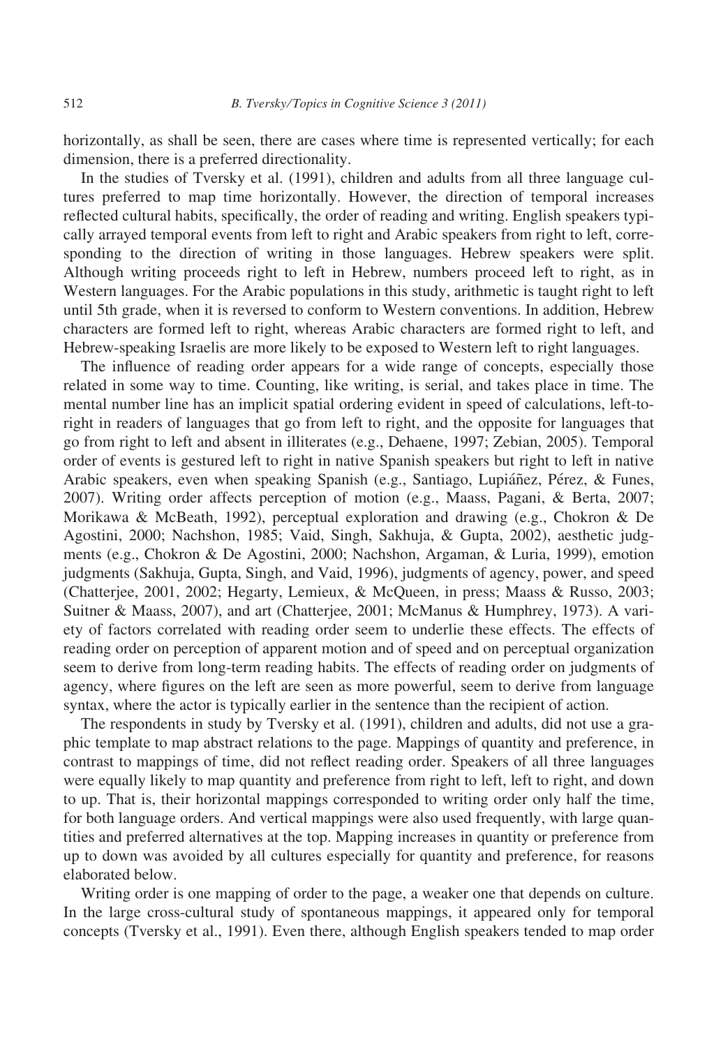horizontally, as shall be seen, there are cases where time is represented vertically; for each dimension, there is a preferred directionality.

In the studies of Tversky et al. (1991), children and adults from all three language cultures preferred to map time horizontally. However, the direction of temporal increases reflected cultural habits, specifically, the order of reading and writing. English speakers typically arrayed temporal events from left to right and Arabic speakers from right to left, corresponding to the direction of writing in those languages. Hebrew speakers were split. Although writing proceeds right to left in Hebrew, numbers proceed left to right, as in Western languages. For the Arabic populations in this study, arithmetic is taught right to left until 5th grade, when it is reversed to conform to Western conventions. In addition, Hebrew characters are formed left to right, whereas Arabic characters are formed right to left, and Hebrew-speaking Israelis are more likely to be exposed to Western left to right languages.

The influence of reading order appears for a wide range of concepts, especially those related in some way to time. Counting, like writing, is serial, and takes place in time. The mental number line has an implicit spatial ordering evident in speed of calculations, left-to-right in readers of languages that go from left to right, and the opposite for languages that go from right to left and absent in illiterates (e.g., Dehaene, 1997; Zebian, 2005). Temporal order of events is gestured left to right in native Spanish speakers but right to left in native Arabic speakers, even when speaking Spanish (e.g., Santiago, Lupiáñez, Pérez, & Funes, 2007). Writing order affects perception of motion (e.g., Maass, Pagani, & Berta, 2007; Morikawa & McBeath, 1992), perceptual exploration and drawing (e.g., Chokron & De Agostini, 2000; Nachshon, 1985; Vaid, Singh, Sakhuja, & Gupta, 2002), aesthetic judgments (e.g., Chokron & De Agostini, 2000; Nachshon, Argaman, & Luria, 1999), emotion judgments (Sakhuja, Gupta, Singh, and Vaid, 1996), judgments of agency, power, and speed (Chatterjee, 2001, 2002; Hegarty, Lemieux, & McQueen, in press; Maass & Russo, 2003; Suitner & Maass, 2007), and art (Chatterjee, 2001; McManus & Humphrey, 1973). A variety of factors correlated with reading order seem to underlie these effects. The effects of reading order on perception of apparent motion and of speed and on perceptual organization seem to derive from long-term reading habits. The effects of reading order on judgments of agency, where figures on the left are seen as more powerful, seem to derive from language syntax, where the actor is typically earlier in the sentence than the recipient of action.

The respondents in study by Tversky et al. (1991), children and adults, did not use a graphic template to map abstract relations to the page. Mappings of quantity and preference, in contrast to mappings of time, did not reflect reading order. Speakers of all three languages were equally likely to map quantity and preference from right to left, left to right, and down to up. That is, their horizontal mappings corresponded to writing order only half the time, for both language orders. And vertical mappings were also used frequently, with large quantities and preferred alternatives at the top. Mapping increases in quantity or preference from up to down was avoided by all cultures especially for quantity and preference, for reasons elaborated below.

Writing order is one mapping of order to the page, a weaker one that depends on culture. In the large cross-cultural study of spontaneous mappings, it appeared only for temporal concepts (Tversky et al., 1991). Even there, although English speakers tended to map order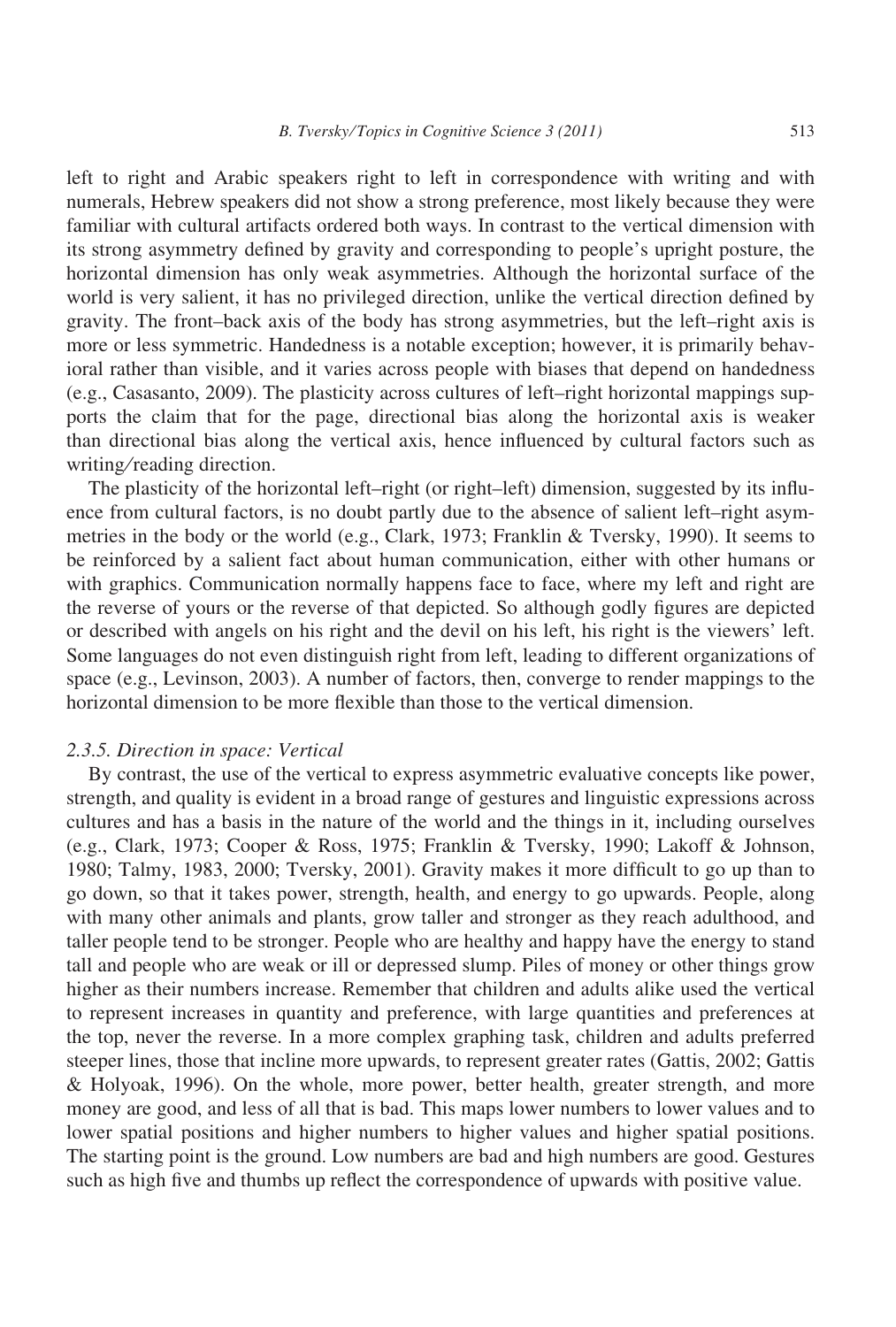left to right and Arabic speakers right to left in correspondence with writing and with numerals, Hebrew speakers did not show a strong preference, most likely because they were familiar with cultural artifacts ordered both ways. In contrast to the vertical dimension with its strong asymmetry defined by gravity and corresponding to people's upright posture, the horizontal dimension has only weak asymmetries. Although the horizontal surface of the world is very salient, it has no privileged direction, unlike the vertical direction defined by gravity. The front–back axis of the body has strong asymmetries, but the left–right axis is more or less symmetric. Handedness is a notable exception; however, it is primarily behavioral rather than visible, and it varies across people with biases that depend on handedness (e.g., Casasanto, 2009). The plasticity across cultures of left–right horizontal mappings supports the claim that for the page, directional bias along the horizontal axis is weaker than directional bias along the vertical axis, hence influenced by cultural factors such as writing/reading direction.

The plasticity of the horizontal left–right (or right–left) dimension, suggested by its influence from cultural factors, is no doubt partly due to the absence of salient left–right asymmetries in the body or the world (e.g., Clark, 1973; Franklin & Tversky, 1990). It seems to be reinforced by a salient fact about human communication, either with other humans or with graphics. Communication normally happens face to face, where my left and right are the reverse of yours or the reverse of that depicted. So although godly figures are depicted or described with angels on his right and the devil on his left, his right is the viewers' left. Some languages do not even distinguish right from left, leading to different organizations of space (e.g., Levinson, 2003). A number of factors, then, converge to render mappings to the horizontal dimension to be more flexible than those to the vertical dimension.

### *2.3.5. Direction in space: Vertical*

By contrast, the use of the vertical to express asymmetric evaluative concepts like power, strength, and quality is evident in a broad range of gestures and linguistic expressions across cultures and has a basis in the nature of the world and the things in it, including ourselves (e.g., Clark, 1973; Cooper & Ross, 1975; Franklin & Tversky, 1990; Lakoff & Johnson, 1980; Talmy, 1983, 2000; Tversky, 2001). Gravity makes it more difficult to go up than to go down, so that it takes power, strength, health, and energy to go upwards. People, along with many other animals and plants, grow taller and stronger as they reach adulthood, and taller people tend to be stronger. People who are healthy and happy have the energy to stand tall and people who are weak or ill or depressed slump. Piles of money or other things grow higher as their numbers increase. Remember that children and adults alike used the vertical to represent increases in quantity and preference, with large quantities and preferences at the top, never the reverse. In a more complex graphing task, children and adults preferred steeper lines, those that incline more upwards, to represent greater rates (Gattis, 2002; Gattis & Holyoak, 1996). On the whole, more power, better health, greater strength, and more money are good, and less of all that is bad. This maps lower numbers to lower values and to lower spatial positions and higher numbers to higher values and higher spatial positions. The starting point is the ground. Low numbers are bad and high numbers are good. Gestures such as high five and thumbs up reflect the correspondence of upwards with positive value.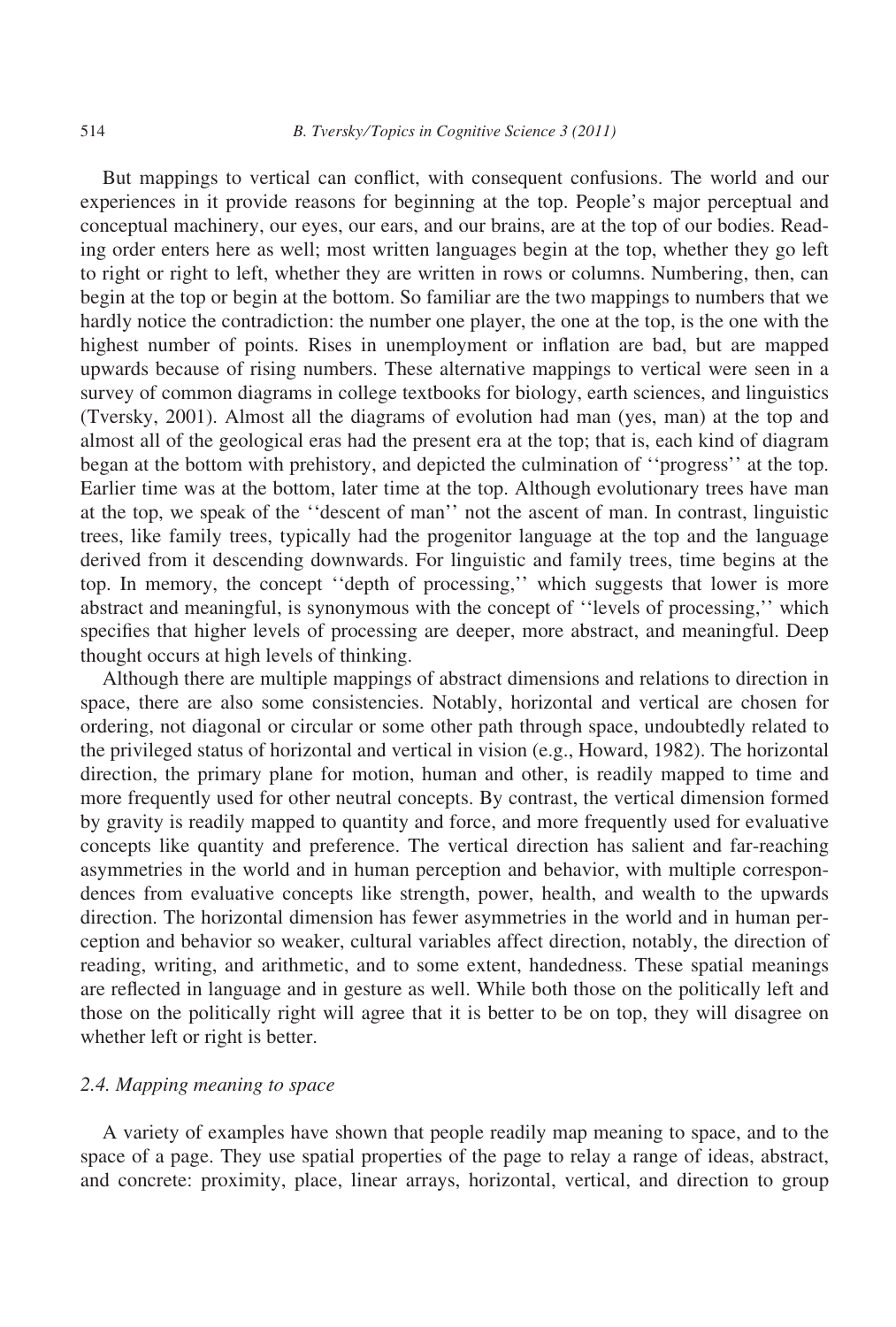But mappings to vertical can conflict, with consequent confusions. The world and our experiences in it provide reasons for beginning at the top. People's major perceptual and conceptual machinery, our eyes, our ears, and our brains, are at the top of our bodies. Reading order enters here as well; most written languages begin at the top, whether they go left to right or right to left, whether they are written in rows or columns. Numbering, then, can begin at the top or begin at the bottom. So familiar are the two mappings to numbers that we hardly notice the contradiction: the number one player, the one at the top, is the one with the highest number of points. Rises in unemployment or inflation are bad, but are mapped upwards because of rising numbers. These alternative mappings to vertical were seen in a survey of common diagrams in college textbooks for biology, earth sciences, and linguistics (Tversky, 2001). Almost all the diagrams of evolution had man (yes, man) at the top and almost all of the geological eras had the present era at the top; that is, each kind of diagram began at the bottom with prehistory, and depicted the culmination of ''progress'' at the top. Earlier time was at the bottom, later time at the top. Although evolutionary trees have man at the top, we speak of the ''descent of man'' not the ascent of man. In contrast, linguistic trees, like family trees, typically had the progenitor language at the top and the language derived from it descending downwards. For linguistic and family trees, time begins at the top. In memory, the concept ''depth of processing,'' which suggests that lower is more abstract and meaningful, is synonymous with the concept of ''levels of processing,'' which specifies that higher levels of processing are deeper, more abstract, and meaningful. Deep thought occurs at high levels of thinking.

Although there are multiple mappings of abstract dimensions and relations to direction in space, there are also some consistencies. Notably, horizontal and vertical are chosen for ordering, not diagonal or circular or some other path through space, undoubtedly related to the privileged status of horizontal and vertical in vision (e.g., Howard, 1982). The horizontal direction, the primary plane for motion, human and other, is readily mapped to time and more frequently used for other neutral concepts. By contrast, the vertical dimension formed by gravity is readily mapped to quantity and force, and more frequently used for evaluative concepts like quantity and preference. The vertical direction has salient and far-reaching asymmetries in the world and in human perception and behavior, with multiple correspondences from evaluative concepts like strength, power, health, and wealth to the upwards direction. The horizontal dimension has fewer asymmetries in the world and in human perception and behavior so weaker, cultural variables affect direction, notably, the direction of reading, writing, and arithmetic, and to some extent, handedness. These spatial meanings are reflected in language and in gesture as well. While both those on the politically left and those on the politically right will agree that it is better to be on top, they will disagree on whether left or right is better.

### *2.4. Mapping meaning to space*

A variety of examples have shown that people readily map meaning to space, and to the space of a page. They use spatial properties of the page to relay a range of ideas, abstract, and concrete: proximity, place, linear arrays, horizontal, vertical, and direction to group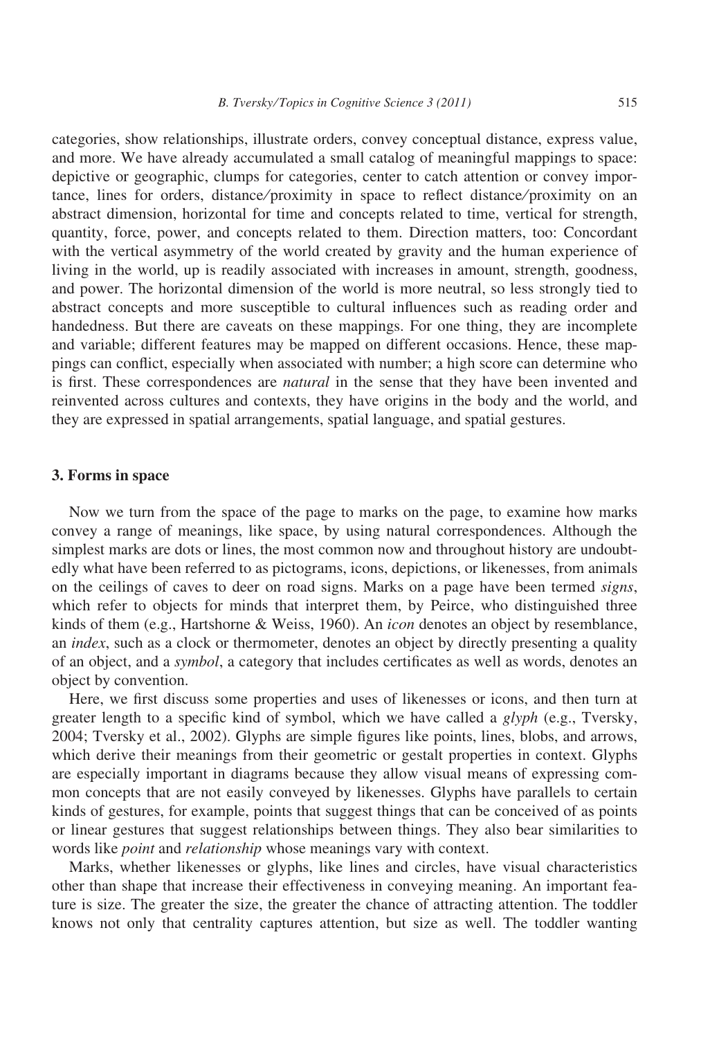categories, show relationships, illustrate orders, convey conceptual distance, express value, and more. We have already accumulated a small catalog of meaningful mappings to space: depictive or geographic, clumps for categories, center to catch attention or convey importance, lines for orders, distance/proximity in space to reflect distance/proximity on an abstract dimension, horizontal for time and concepts related to time, vertical for strength, quantity, force, power, and concepts related to them. Direction matters, too: Concordant with the vertical asymmetry of the world created by gravity and the human experience of living in the world, up is readily associated with increases in amount, strength, goodness, and power. The horizontal dimension of the world is more neutral, so less strongly tied to abstract concepts and more susceptible to cultural influences such as reading order and handedness. But there are caveats on these mappings. For one thing, they are incomplete and variable; different features may be mapped on different occasions. Hence, these mappings can conflict, especially when associated with number; a high score can determine who is first. These correspondences are *natural* in the sense that they have been invented and reinvented across cultures and contexts, they have origins in the body and the world, and they are expressed in spatial arrangements, spatial language, and spatial gestures.

## 3. Forms in space

Now we turn from the space of the page to marks on the page, to examine how marks convey a range of meanings, like space, by using natural correspondences. Although the simplest marks are dots or lines, the most common now and throughout history are undoubtedly what have been referred to as pictograms, icons, depictions, or likenesses, from animals on the ceilings of caves to deer on road signs. Marks on a page have been termed *signs*, which refer to objects for minds that interpret them, by Peirce, who distinguished three kinds of them (e.g., Hartshorne & Weiss, 1960). An *icon* denotes an object by resemblance, an *index*, such as a clock or thermometer, denotes an object by directly presenting a quality of an object, and a *symbol*, a category that includes certificates as well as words, denotes an object by convention.

Here, we first discuss some properties and uses of likenesses or icons, and then turn at greater length to a specific kind of symbol, which we have called a *glyph* (e.g., Tversky, 2004; Tversky et al., 2002). Glyphs are simple figures like points, lines, blobs, and arrows, which derive their meanings from their geometric or gestalt properties in context. Glyphs are especially important in diagrams because they allow visual means of expressing common concepts that are not easily conveyed by likenesses. Glyphs have parallels to certain kinds of gestures, for example, points that suggest things that can be conceived of as points or linear gestures that suggest relationships between things. They also bear similarities to words like *point* and *relationship* whose meanings vary with context.

Marks, whether likenesses or glyphs, like lines and circles, have visual characteristics other than shape that increase their effectiveness in conveying meaning. An important feature is size. The greater the size, the greater the chance of attracting attention. The toddler knows not only that centrality captures attention, but size as well. The toddler wanting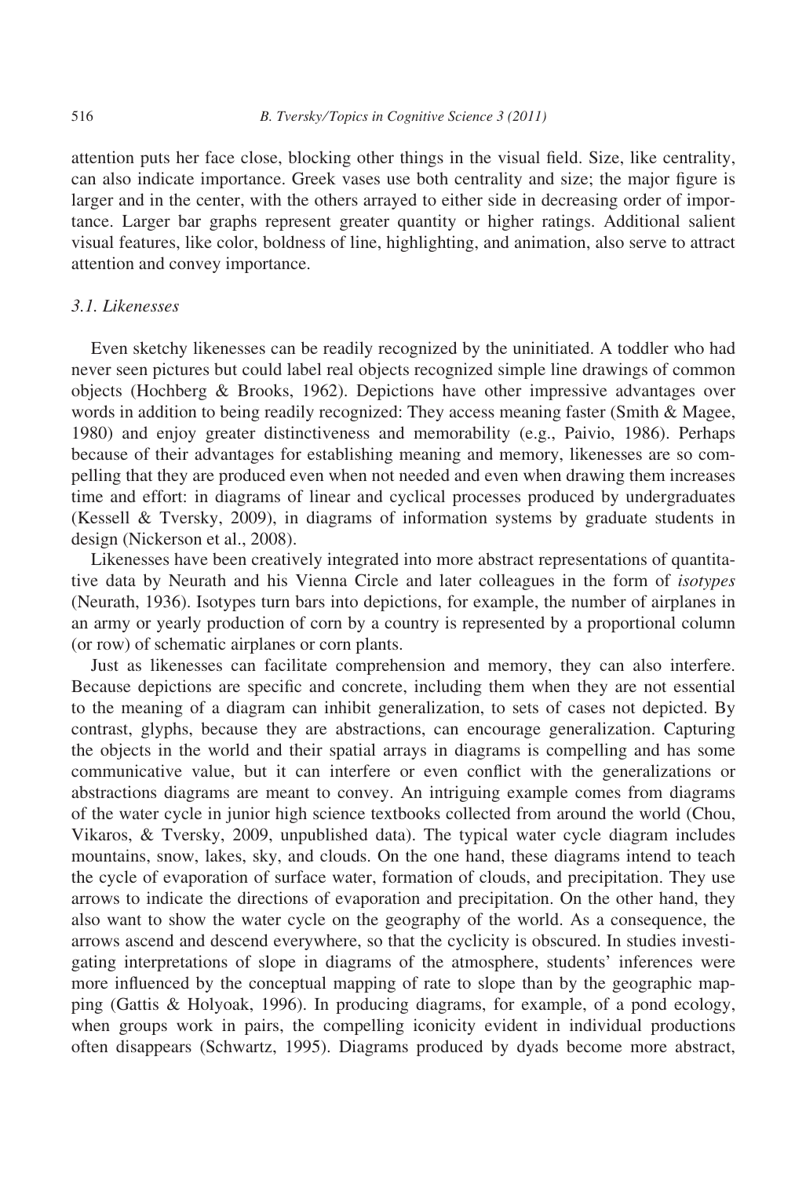attention puts her face close, blocking other things in the visual field. Size, like centrality, can also indicate importance. Greek vases use both centrality and size; the major figure is larger and in the center, with the others arrayed to either side in decreasing order of importance. Larger bar graphs represent greater quantity or higher ratings. Additional salient visual features, like color, boldness of line, highlighting, and animation, also serve to attract attention and convey importance.

### 3.1. Likenesses

Even sketchy likenesses can be readily recognized by the uninitiated. A toddler who had never seen pictures but could label real objects recognized simple line drawings of common objects (Hochberg & Brooks, 1962). Depictions have other impressive advantages over words in addition to being readily recognized: They access meaning faster (Smith & Magee, 1980) and enjoy greater distinctiveness and memorability (e.g., Paivio, 1986). Perhaps because of their advantages for establishing meaning and memory, likenesses are so compelling that they are produced even when not needed and even when drawing them increases time and effort: in diagrams of linear and cyclical processes produced by undergraduates (Kessell & Tversky, 2009), in diagrams of information systems by graduate students in design (Nickerson et al., 2008).

Likenesses have been creatively integrated into more abstract representations of quantitative data by Neurath and his Vienna Circle and later colleagues in the form of *isotypes* (Neurath, 1936). Isotypes turn bars into depictions, for example, the number of airplanes in an army or yearly production of corn by a country is represented by a proportional column (or row) of schematic airplanes or corn plants.

Just as likenesses can facilitate comprehension and memory, they can also interfere. Because depictions are specific and concrete, including them when they are not essential to the meaning of a diagram can inhibit generalization, to sets of cases not depicted. By contrast, glyphs, because they are abstractions, can encourage generalization. Capturing the objects in the world and their spatial arrays in diagrams is compelling and has some communicative value, but it can interfere or even conflict with the generalizations or abstractions diagrams are meant to convey. An intriguing example comes from diagrams of the water cycle in junior high science textbooks collected from around the world (Chou, Vikaros, & Tversky, 2009, unpublished data). The typical water cycle diagram includes mountains, snow, lakes, sky, and clouds. On the one hand, these diagrams intend to teach the cycle of evaporation of surface water, formation of clouds, and precipitation. They use arrows to indicate the directions of evaporation and precipitation. On the other hand, they also want to show the water cycle on the geography of the world. As a consequence, the arrows ascend and descend everywhere, so that the cyclicity is obscured. In studies investigating interpretations of slope in diagrams of the atmosphere, students' inferences were more influenced by the conceptual mapping of rate to slope than by the geographic mapping (Gattis & Holyoak, 1996). In producing diagrams, for example, of a pond ecology, when groups work in pairs, the compelling iconicity evident in individual productions often disappears (Schwartz, 1995). Diagrams produced by dyads become more abstract,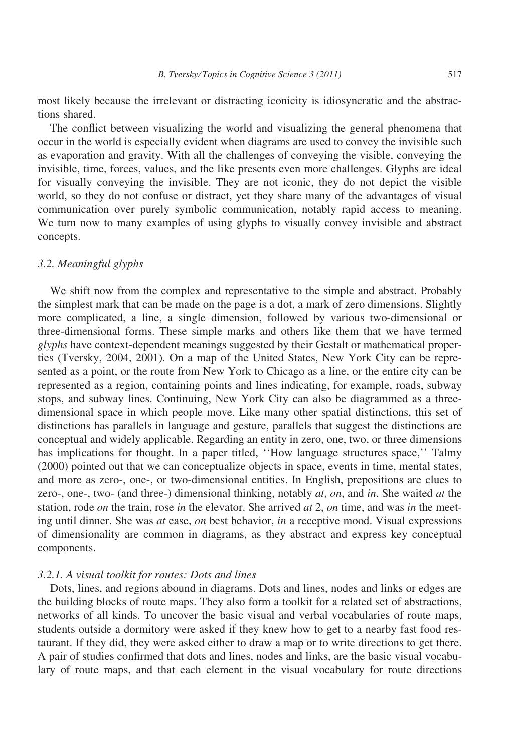most likely because the irrelevant or distracting iconicity is idiosyncratic and the abstractions shared.

The conflict between visualizing the world and visualizing the general phenomena that occur in the world is especially evident when diagrams are used to convey the invisible such as evaporation and gravity. With all the challenges of conveying the visible, conveying the invisible, time, forces, values, and the like presents even more challenges. Glyphs are ideal for visually conveying the invisible. They are not iconic, they do not depict the visible world, so they do not confuse or distract, yet they share many of the advantages of visual communication over purely symbolic communication, notably rapid access to meaning. We turn now to many examples of using glyphs to visually convey invisible and abstract concepts.

### 3.2. Meaningful glyphs

We shift now from the complex and representative to the simple and abstract. Probably the simplest mark that can be made on the page is a dot, a mark of zero dimensions. Slightly more complicated, a line, a single dimension, followed by various two-dimensional or three-dimensional forms. These simple marks and others like them that we have termed *glyphs* have context-dependent meanings suggested by their Gestalt or mathematical properties (Tversky, 2004, 2001). On a map of the United States, New York City can be represented as a point, or the route from New York to Chicago as a line, or the entire city can be represented as a region, containing points and lines indicating, for example, roads, subway stops, and subway lines. Continuing, New York City can also be diagrammed as a three-dimensional space in which people move. Like many other spatial distinctions, this set of distinctions has parallels in language and gesture, parallels that suggest the distinctions are conceptual and widely applicable. Regarding an entity in zero, one, two, or three dimensions has implications for thought. In a paper titled, ''How language structures space,'' Talmy (2000) pointed out that we can conceptualize objects in space, events in time, mental states, and more as zero-, one-, or two-dimensional entities. In English, prepositions are clues to zero-, one-, two- (and three-) dimensional thinking, notably *at*, *on*, and *in*. She waited *at* the station, rode *on* the train, rose *in* the elevator. She arrived *at* 2, *on* time, and was *in* the meeting until dinner. She was *at* ease, *on* best behavior, *in* a receptive mood. Visual expressions of dimensionality are common in diagrams, as they abstract and express key conceptual components.

#### 3.2.1. A visual toolkit for routes: Dots and lines

Dots, lines, and regions abound in diagrams. Dots and lines, nodes and links or edges are the building blocks of route maps. They also form a toolkit for a related set of abstractions, networks of all kinds. To uncover the basic visual and verbal vocabularies of route maps, students outside a dormitory were asked if they knew how to get to a nearby fast food restaurant. If they did, they were asked either to draw a map or to write directions to get there. A pair of studies confirmed that dots and lines, nodes and links, are the basic visual vocabulary of route maps, and that each element in the visual vocabulary for route directions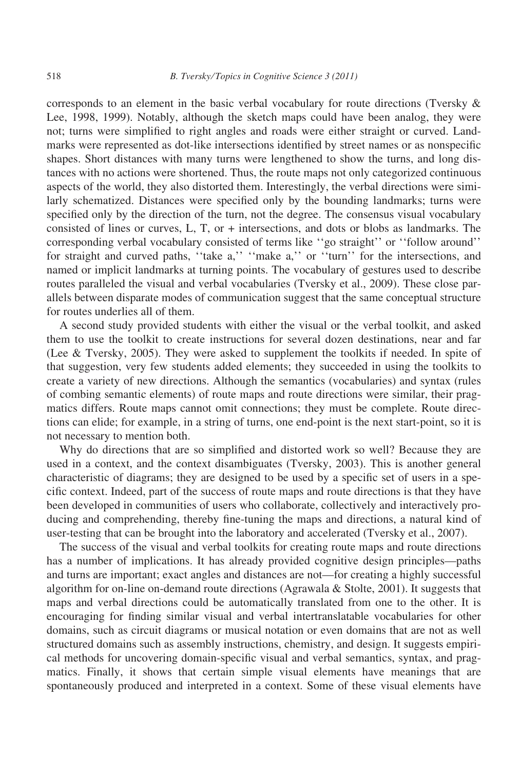corresponds to an element in the basic verbal vocabulary for route directions (Tversky & Lee, 1998, 1999). Notably, although the sketch maps could have been analog, they were not; turns were simplified to right angles and roads were either straight or curved. Landmarks were represented as dot-like intersections identified by street names or as nonspecific shapes. Short distances with many turns were lengthened to show the turns, and long distances with no actions were shortened. Thus, the route maps not only categorized continuous aspects of the world, they also distorted them. Interestingly, the verbal directions were similarly schematized. Distances were specified only by the bounding landmarks; turns were specified only by the direction of the turn, not the degree. The consensus visual vocabulary consisted of lines or curves, L, T, or + intersections, and dots or blobs as landmarks. The corresponding verbal vocabulary consisted of terms like ''go straight'' or ''follow around'' for straight and curved paths, ''take a,'' ''make a,'' or ''turn'' for the intersections, and named or implicit landmarks at turning points. The vocabulary of gestures used to describe routes paralleled the visual and verbal vocabularies (Tversky et al., 2009). These close parallels between disparate modes of communication suggest that the same conceptual structure for routes underlies all of them.

A second study provided students with either the visual or the verbal toolkit, and asked them to use the toolkit to create instructions for several dozen destinations, near and far (Lee & Tversky, 2005). They were asked to supplement the toolkits if needed. In spite of that suggestion, very few students added elements; they succeeded in using the toolkits to create a variety of new directions. Although the semantics (vocabularies) and syntax (rules of combing semantic elements) of route maps and route directions were similar, their pragmatics differs. Route maps cannot omit connections; they must be complete. Route directions can elide; for example, in a string of turns, one end-point is the next start-point, so it is not necessary to mention both.

Why do directions that are so simplified and distorted work so well? Because they are used in a context, and the context disambiguates (Tversky, 2003). This is another general characteristic of diagrams; they are designed to be used by a specific set of users in a specific context. Indeed, part of the success of route maps and route directions is that they have been developed in communities of users who collaborate, collectively and interactively producing and comprehending, thereby fine-tuning the maps and directions, a natural kind of user-testing that can be brought into the laboratory and accelerated (Tversky et al., 2007).

The success of the visual and verbal toolkits for creating route maps and route directions has a number of implications. It has already provided cognitive design principles—paths and turns are important; exact angles and distances are not—for creating a highly successful algorithm for on-line on-demand route directions (Agrawala & Stolte, 2001). It suggests that maps and verbal directions could be automatically translated from one to the other. It is encouraging for finding similar visual and verbal intertranslatable vocabularies for other domains, such as circuit diagrams or musical notation or even domains that are not as well structured domains such as assembly instructions, chemistry, and design. It suggests empirical methods for uncovering domain-specific visual and verbal semantics, syntax, and pragmatics. Finally, it shows that certain simple visual elements have meanings that are spontaneously produced and interpreted in a context. Some of these visual elements have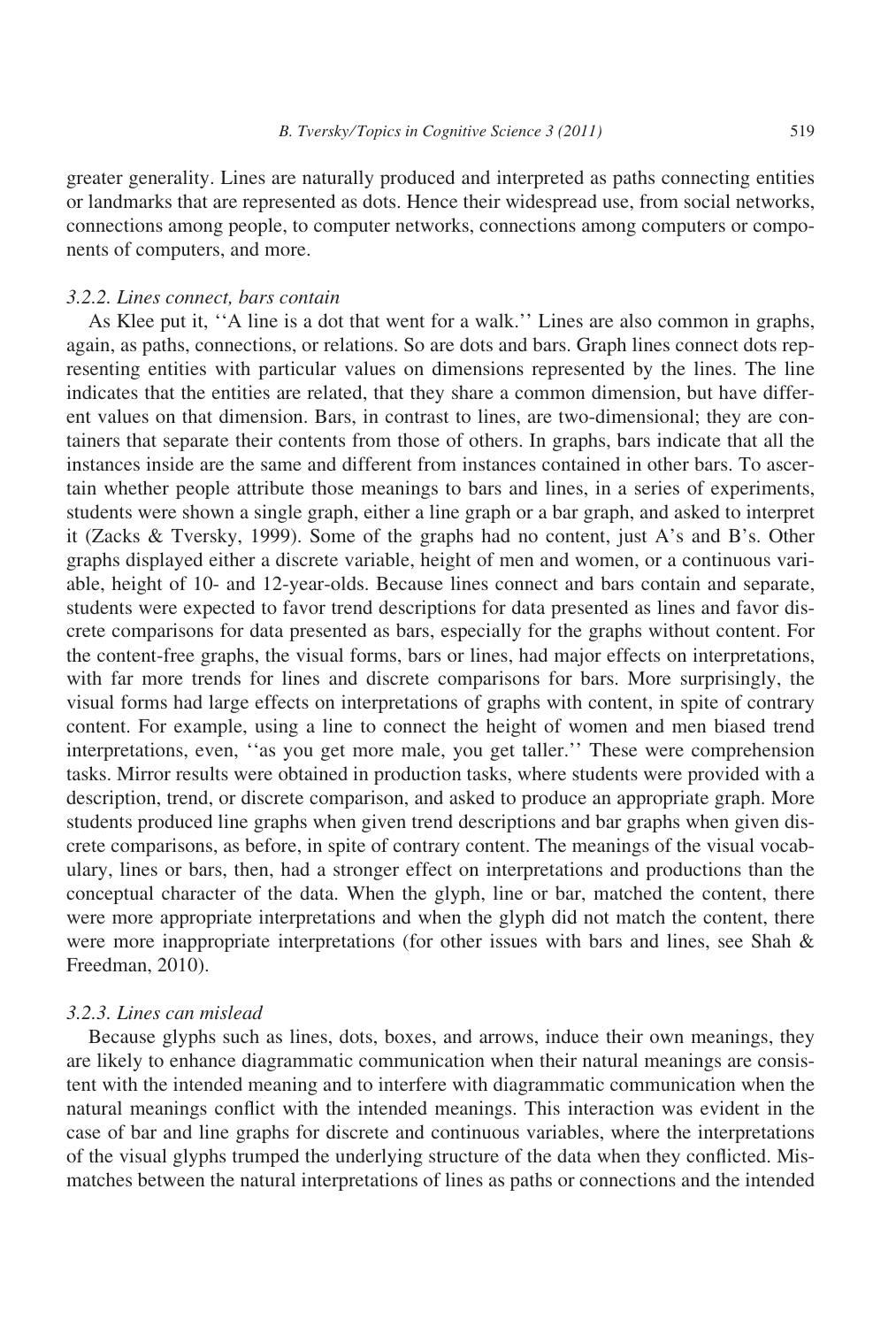greater generality. Lines are naturally produced and interpreted as paths connecting entities or landmarks that are represented as dots. Hence their widespread use, from social networks, connections among people, to computer networks, connections among computers or components of computers, and more.

### *3.2.2. Lines connect, bars contain*

As Klee put it, ''A line is a dot that went for a walk.'' Lines are also common in graphs, again, as paths, connections, or relations. So are dots and bars. Graph lines connect dots representing entities with particular values on dimensions represented by the lines. The line indicates that the entities are related, that they share a common dimension, but have different values on that dimension. Bars, in contrast to lines, are two-dimensional; they are containers that separate their contents from those of others. In graphs, bars indicate that all the instances inside are the same and different from instances contained in other bars. To ascertain whether people attribute those meanings to bars and lines, in a series of experiments, students were shown a single graph, either a line graph or a bar graph, and asked to interpret it (Zacks & Tversky, 1999). Some of the graphs had no content, just A's and B's. Other graphs displayed either a discrete variable, height of men and women, or a continuous variable, height of 10- and 12-year-olds. Because lines connect and bars contain and separate, students were expected to favor trend descriptions for data presented as lines and favor discrete comparisons for data presented as bars, especially for the graphs without content. For the content-free graphs, the visual forms, bars or lines, had major effects on interpretations, with far more trends for lines and discrete comparisons for bars. More surprisingly, the visual forms had large effects on interpretations of graphs with content, in spite of contrary content. For example, using a line to connect the height of women and men biased trend interpretations, even, ''as you get more male, you get taller.'' These were comprehension tasks. Mirror results were obtained in production tasks, where students were provided with a description, trend, or discrete comparison, and asked to produce an appropriate graph. More students produced line graphs when given trend descriptions and bar graphs when given discrete comparisons, as before, in spite of contrary content. The meanings of the visual vocabulary, lines or bars, then, had a stronger effect on interpretations and productions than the conceptual character of the data. When the glyph, line or bar, matched the content, there were more appropriate interpretations and when the glyph did not match the content, there were more inappropriate interpretations (for other issues with bars and lines, see Shah & Freedman, 2010).

### *3.2.3. Lines can mislead*

Because glyphs such as lines, dots, boxes, and arrows, induce their own meanings, they are likely to enhance diagrammatic communication when their natural meanings are consistent with the intended meaning and to interfere with diagrammatic communication when the natural meanings conflict with the intended meanings. This interaction was evident in the case of bar and line graphs for discrete and continuous variables, where the interpretations of the visual glyphs trumped the underlying structure of the data when they conflicted. Mismatches between the natural interpretations of lines as paths or connections and the intended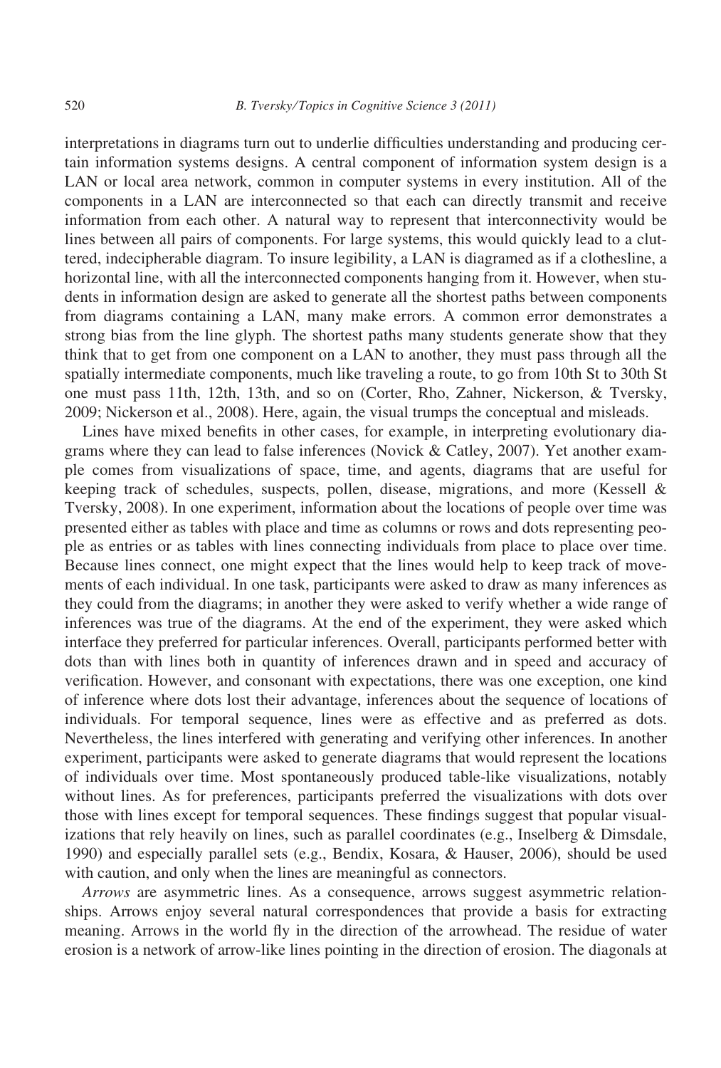interpretations in diagrams turn out to underlie difficulties understanding and producing certain information systems designs. A central component of information system design is a LAN or local area network, common in computer systems in every institution. All of the components in a LAN are interconnected so that each can directly transmit and receive information from each other. A natural way to represent that interconnectivity would be lines between all pairs of components. For large systems, this would quickly lead to a cluttered, indecipherable diagram. To insure legibility, a LAN is diagramed as if a clothesline, a horizontal line, with all the interconnected components hanging from it. However, when students in information design are asked to generate all the shortest paths between components from diagrams containing a LAN, many make errors. A common error demonstrates a strong bias from the line glyph. The shortest paths many students generate show that they think that to get from one component on a LAN to another, they must pass through all the spatially intermediate components, much like traveling a route, to go from 10th St to 30th St one must pass 11th, 12th, 13th, and so on (Corter, Rho, Zahner, Nickerson, & Tversky, 2009; Nickerson et al., 2008). Here, again, the visual trumps the conceptual and misleads.

Lines have mixed benefits in other cases, for example, in interpreting evolutionary diagrams where they can lead to false inferences (Novick & Catley, 2007). Yet another example comes from visualizations of space, time, and agents, diagrams that are useful for keeping track of schedules, suspects, pollen, disease, migrations, and more (Kessell & Tversky, 2008). In one experiment, information about the locations of people over time was presented either as tables with place and time as columns or rows and dots representing people as entries or as tables with lines connecting individuals from place to place over time. Because lines connect, one might expect that the lines would help to keep track of movements of each individual. In one task, participants were asked to draw as many inferences as they could from the diagrams; in another they were asked to verify whether a wide range of inferences was true of the diagrams. At the end of the experiment, they were asked which interface they preferred for particular inferences. Overall, participants performed better with dots than with lines both in quantity of inferences drawn and in speed and accuracy of verification. However, and consonant with expectations, there was one exception, one kind of inference where dots lost their advantage, inferences about the sequence of locations of individuals. For temporal sequence, lines were as effective and as preferred as dots. Nevertheless, the lines interfered with generating and verifying other inferences. In another experiment, participants were asked to generate diagrams that would represent the locations of individuals over time. Most spontaneously produced table-like visualizations, notably without lines. As for preferences, participants preferred the visualizations with dots over those with lines except for temporal sequences. These findings suggest that popular visualizations that rely heavily on lines, such as parallel coordinates (e.g., Inselberg & Dimsdale, 1990) and especially parallel sets (e.g., Bendix, Kosara, & Hauser, 2006), should be used with caution, and only when the lines are meaningful as connectors.

*Arrows* are asymmetric lines. As a consequence, arrows suggest asymmetric relationships. Arrows enjoy several natural correspondences that provide a basis for extracting meaning. Arrows in the world fly in the direction of the arrowhead. The residue of water erosion is a network of arrow-like lines pointing in the direction of erosion. The diagonals at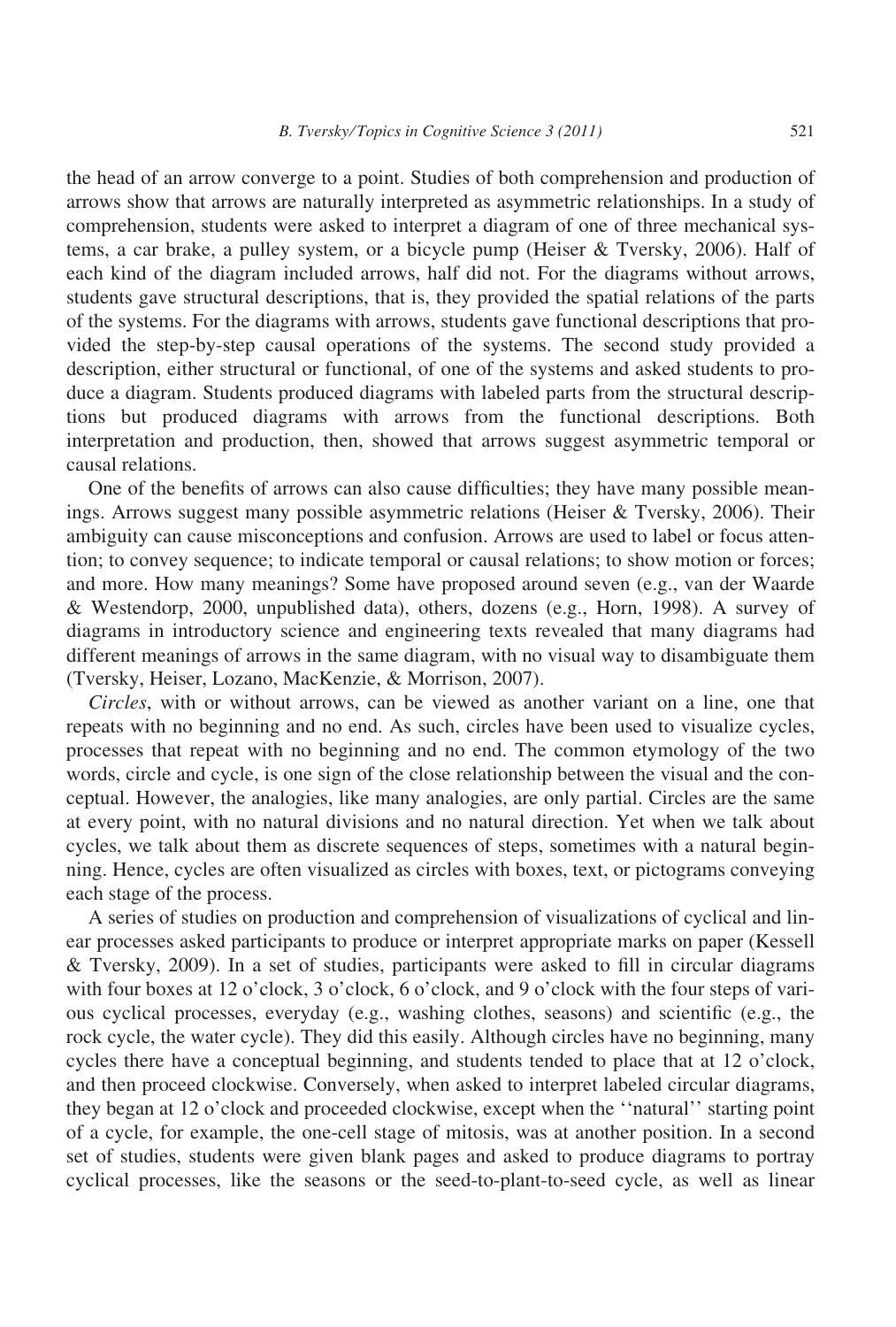the head of an arrow converge to a point. Studies of both comprehension and production of arrows show that arrows are naturally interpreted as asymmetric relationships. In a study of comprehension, students were asked to interpret a diagram of one of three mechanical systems, a car brake, a pulley system, or a bicycle pump (Heiser & Tversky, 2006). Half of each kind of the diagram included arrows, half did not. For the diagrams without arrows, students gave structural descriptions, that is, they provided the spatial relations of the parts of the systems. For the diagrams with arrows, students gave functional descriptions that provided the step-by-step causal operations of the systems. The second study provided a description, either structural or functional, of one of the systems and asked students to produce a diagram. Students produced diagrams with labeled parts from the structural descriptions but produced diagrams with arrows from the functional descriptions. Both interpretation and production, then, showed that arrows suggest asymmetric temporal or causal relations.

One of the benefits of arrows can also cause difficulties; they have many possible meanings. Arrows suggest many possible asymmetric relations (Heiser & Tversky, 2006). Their ambiguity can cause misconceptions and confusion. Arrows are used to label or focus attention; to convey sequence; to indicate temporal or causal relations; to show motion or forces; and more. How many meanings? Some have proposed around seven (e.g., van der Waarde & Westendorp, 2000, unpublished data), others, dozens (e.g., Horn, 1998). A survey of diagrams in introductory science and engineering texts revealed that many diagrams had different meanings of arrows in the same diagram, with no visual way to disambiguate them (Tversky, Heiser, Lozano, MacKenzie, & Morrison, 2007).

*Circles*, with or without arrows, can be viewed as another variant on a line, one that repeats with no beginning and no end. As such, circles have been used to visualize cycles, processes that repeat with no beginning and no end. The common etymology of the two words, circle and cycle, is one sign of the close relationship between the visual and the conceptual. However, the analogies, like many analogies, are only partial. Circles are the same at every point, with no natural divisions and no natural direction. Yet when we talk about cycles, we talk about them as discrete sequences of steps, sometimes with a natural beginning. Hence, cycles are often visualized as circles with boxes, text, or pictograms conveying each stage of the process.

A series of studies on production and comprehension of visualizations of cyclical and linear processes asked participants to produce or interpret appropriate marks on paper (Kessell & Tversky, 2009). In a set of studies, participants were asked to fill in circular diagrams with four boxes at 12 o'clock, 3 o'clock, 6 o'clock, and 9 o'clock with the four steps of various cyclical processes, everyday (e.g., washing clothes, seasons) and scientific (e.g., the rock cycle, the water cycle). They did this easily. Although circles have no beginning, many cycles there have a conceptual beginning, and students tended to place that at 12 o'clock, and then proceed clockwise. Conversely, when asked to interpret labeled circular diagrams, they began at 12 o'clock and proceeded clockwise, except when the ''natural'' starting point of a cycle, for example, the one-cell stage of mitosis, was at another position. In a second set of studies, students were given blank pages and asked to produce diagrams to portray cyclical processes, like the seasons or the seed-to-plant-to-seed cycle, as well as linear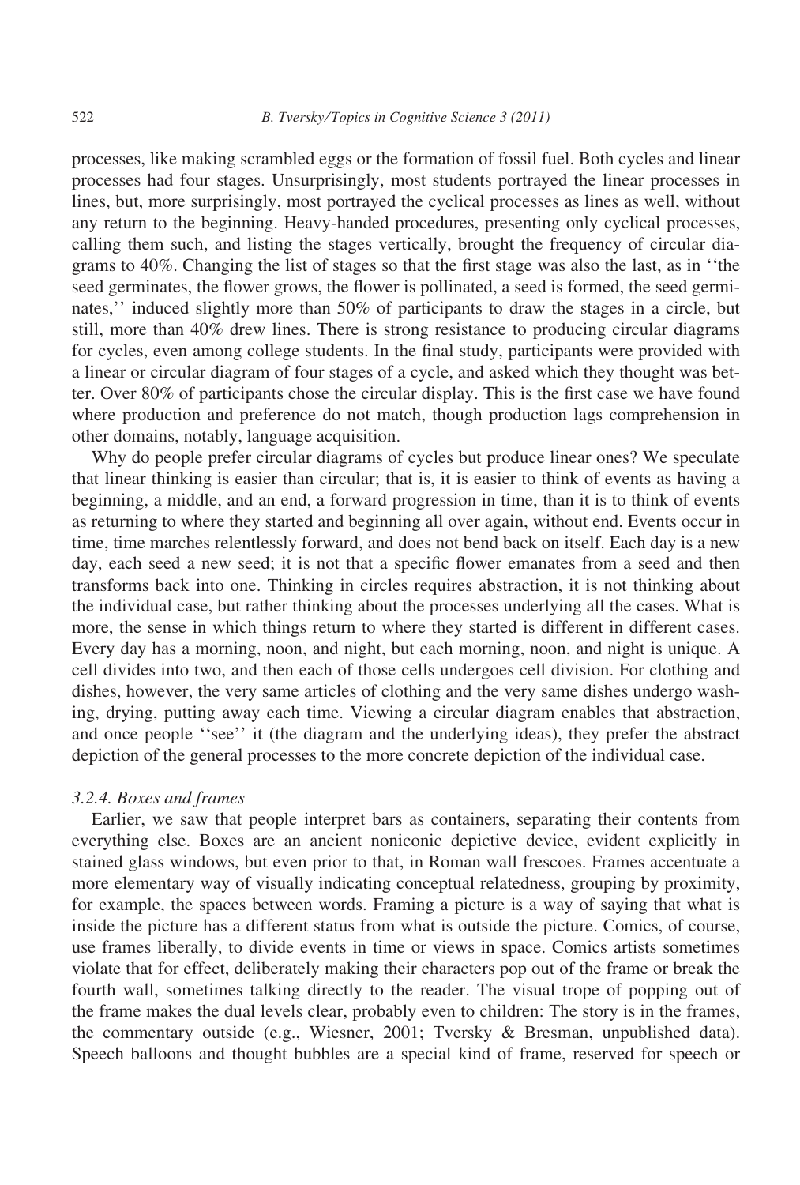processes, like making scrambled eggs or the formation of fossil fuel. Both cycles and linear processes had four stages. Unsurprisingly, most students portrayed the linear processes in lines, but, more surprisingly, most portrayed the cyclical processes as lines as well, without any return to the beginning. Heavy-handed procedures, presenting only cyclical processes, calling them such, and listing the stages vertically, brought the frequency of circular diagrams to 40%. Changing the list of stages so that the first stage was also the last, as in ''the seed germinates, the flower grows, the flower is pollinated, a seed is formed, the seed germinates,'' induced slightly more than 50% of participants to draw the stages in a circle, but still, more than 40% drew lines. There is strong resistance to producing circular diagrams for cycles, even among college students. In the final study, participants were provided with a linear or circular diagram of four stages of a cycle, and asked which they thought was better. Over 80% of participants chose the circular display. This is the first case we have found where production and preference do not match, though production lags comprehension in other domains, notably, language acquisition.

Why do people prefer circular diagrams of cycles but produce linear ones? We speculate that linear thinking is easier than circular; that is, it is easier to think of events as having a beginning, a middle, and an end, a forward progression in time, than it is to think of events as returning to where they started and beginning all over again, without end. Events occur in time, time marches relentlessly forward, and does not bend back on itself. Each day is a new day, each seed a new seed; it is not that a specific flower emanates from a seed and then transforms back into one. Thinking in circles requires abstraction, it is not thinking about the individual case, but rather thinking about the processes underlying all the cases. What is more, the sense in which things return to where they started is different in different cases. Every day has a morning, noon, and night, but each morning, noon, and night is unique. A cell divides into two, and then each of those cells undergoes cell division. For clothing and dishes, however, the very same articles of clothing and the very same dishes undergo washing, drying, putting away each time. Viewing a circular diagram enables that abstraction, and once people ''see'' it (the diagram and the underlying ideas), they prefer the abstract depiction of the general processes to the more concrete depiction of the individual case.

#### *3.2.4. Boxes and frames*

Earlier, we saw that people interpret bars as containers, separating their contents from everything else. Boxes are an ancient noniconic depictive device, evident explicitly in stained glass windows, but even prior to that, in Roman wall frescoes. Frames accentuate a more elementary way of visually indicating conceptual relatedness, grouping by proximity, for example, the spaces between words. Framing a picture is a way of saying that what is inside the picture has a different status from what is outside the picture. Comics, of course, use frames liberally, to divide events in time or views in space. Comics artists sometimes violate that for effect, deliberately making their characters pop out of the frame or break the fourth wall, sometimes talking directly to the reader. The visual trope of popping out of the frame makes the dual levels clear, probably even to children: The story is in the frames, the commentary outside (e.g., Wiesner, 2001; Tversky & Bresman, unpublished data). Speech balloons and thought bubbles are a special kind of frame, reserved for speech or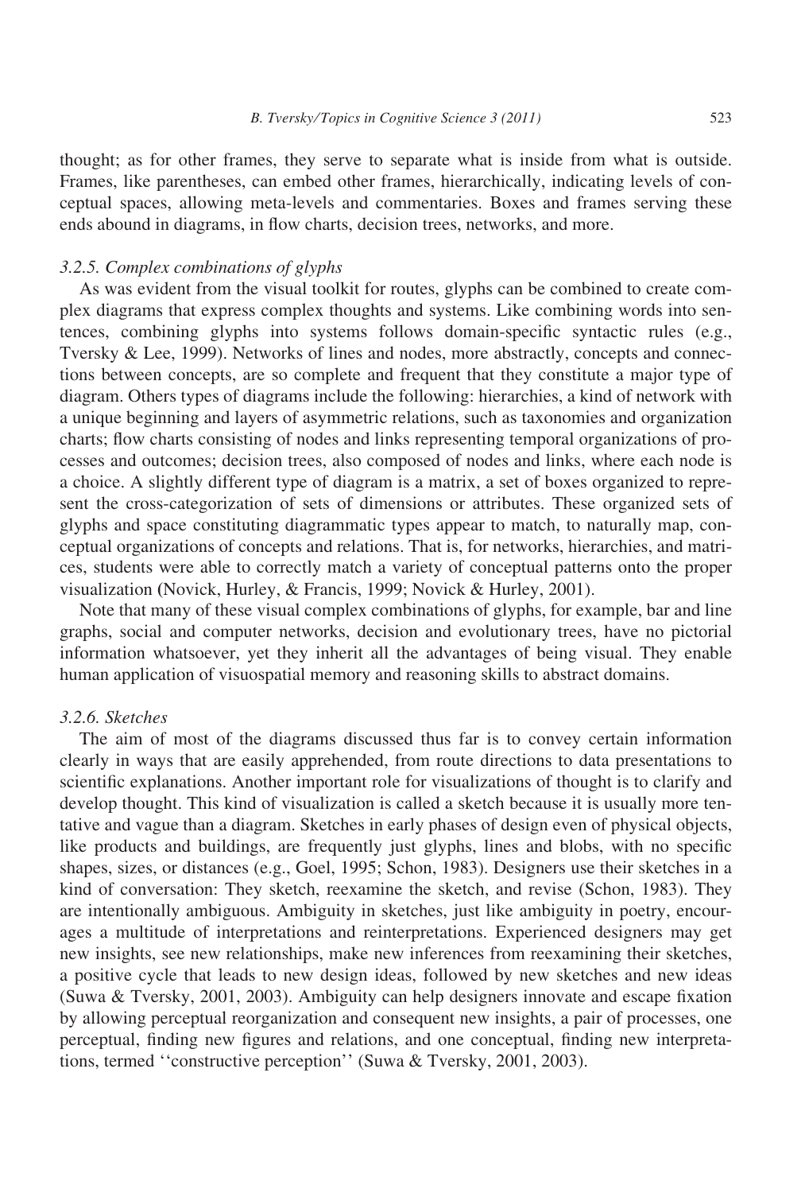thought; as for other frames, they serve to separate what is inside from what is outside. Frames, like parentheses, can embed other frames, hierarchically, indicating levels of conceptual spaces, allowing meta-levels and commentaries. Boxes and frames serving these ends abound in diagrams, in flow charts, decision trees, networks, and more.

#### *3.2.5. Complex combinations of glyphs*

As was evident from the visual toolkit for routes, glyphs can be combined to create complex diagrams that express complex thoughts and systems. Like combining words into sentences, combining glyphs into systems follows domain-specific syntactic rules (e.g., Tversky & Lee, 1999). Networks of lines and nodes, more abstractly, concepts and connections between concepts, are so complete and frequent that they constitute a major type of diagram. Others types of diagrams include the following: hierarchies, a kind of network with a unique beginning and layers of asymmetric relations, such as taxonomies and organization charts; flow charts consisting of nodes and links representing temporal organizations of processes and outcomes; decision trees, also composed of nodes and links, where each node is a choice. A slightly different type of diagram is a matrix, a set of boxes organized to represent the cross-categorization of sets of dimensions or attributes. These organized sets of glyphs and space constituting diagrammatic types appear to match, to naturally map, conceptual organizations of concepts and relations. That is, for networks, hierarchies, and matrices, students were able to correctly match a variety of conceptual patterns onto the proper visualization (Novick, Hurley, & Francis, 1999; Novick & Hurley, 2001).

Note that many of these visual complex combinations of glyphs, for example, bar and line graphs, social and computer networks, decision and evolutionary trees, have no pictorial information whatsoever, yet they inherit all the advantages of being visual. They enable human application of visuospatial memory and reasoning skills to abstract domains.

#### *3.2.6. Sketches*

The aim of most of the diagrams discussed thus far is to convey certain information clearly in ways that are easily apprehended, from route directions to data presentations to scientific explanations. Another important role for visualizations of thought is to clarify and develop thought. This kind of visualization is called a sketch because it is usually more tentative and vague than a diagram. Sketches in early phases of design even of physical objects, like products and buildings, are frequently just glyphs, lines and blobs, with no specific shapes, sizes, or distances (e.g., Goel, 1995; Schon, 1983). Designers use their sketches in a kind of conversation: They sketch, reexamine the sketch, and revise (Schon, 1983). They are intentionally ambiguous. Ambiguity in sketches, just like ambiguity in poetry, encourages a multitude of interpretations and reinterpretations. Experienced designers may get new insights, see new relationships, make new inferences from reexamining their sketches, a positive cycle that leads to new design ideas, followed by new sketches and new ideas (Suwa & Tversky, 2001, 2003). Ambiguity can help designers innovate and escape fixation by allowing perceptual reorganization and consequent new insights, a pair of processes, one perceptual, finding new figures and relations, and one conceptual, finding new interpretations, termed ''constructive perception'' (Suwa & Tversky, 2001, 2003).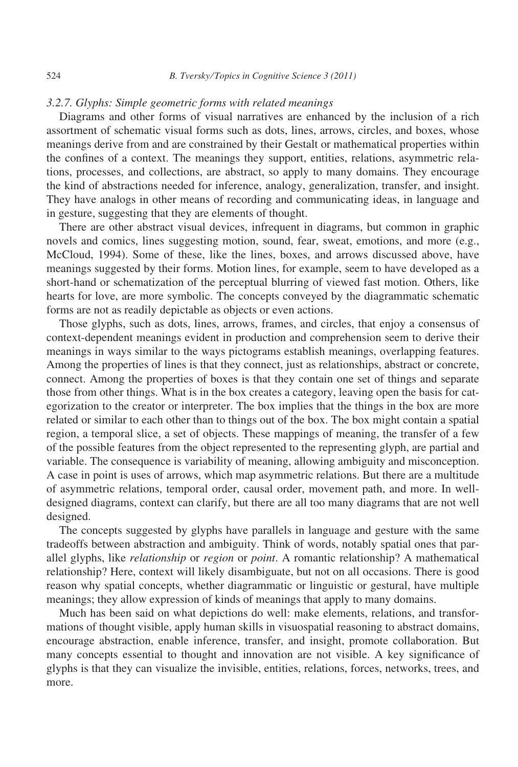### 3.2.7. Glyphs: Simple geometric forms with related meanings

Diagrams and other forms of visual narratives are enhanced by the inclusion of a rich assortment of schematic visual forms such as dots, lines, arrows, circles, and boxes, whose meanings derive from and are constrained by their Gestalt or mathematical properties within the confines of a context. The meanings they support, entities, relations, asymmetric relations, processes, and collections, are abstract, so apply to many domains. They encourage the kind of abstractions needed for inference, analogy, generalization, transfer, and insight. They have analogs in other means of recording and communicating ideas, in language and in gesture, suggesting that they are elements of thought.

There are other abstract visual devices, infrequent in diagrams, but common in graphic novels and comics, lines suggesting motion, sound, fear, sweat, emotions, and more (e.g., McCloud, 1994). Some of these, like the lines, boxes, and arrows discussed above, have meanings suggested by their forms. Motion lines, for example, seem to have developed as a short-hand or schematization of the perceptual blurring of viewed fast motion. Others, like hearts for love, are more symbolic. The concepts conveyed by the diagrammatic schematic forms are not as readily depictable as objects or even actions.

Those glyphs, such as dots, lines, arrows, frames, and circles, that enjoy a consensus of context-dependent meanings evident in production and comprehension seem to derive their meanings in ways similar to the ways pictograms establish meanings, overlapping features. Among the properties of lines is that they connect, just as relationships, abstract or concrete, connect. Among the properties of boxes is that they contain one set of things and separate those from other things. What is in the box creates a category, leaving open the basis for categorization to the creator or interpreter. The box implies that the things in the box are more related or similar to each other than to things out of the box. The box might contain a spatial region, a temporal slice, a set of objects. These mappings of meaning, the transfer of a few of the possible features from the object represented to the representing glyph, are partial and variable. The consequence is variability of meaning, allowing ambiguity and misconception. A case in point is uses of arrows, which map asymmetric relations. But there are a multitude of asymmetric relations, temporal order, causal order, movement path, and more. In well-designed diagrams, context can clarify, but there are all too many diagrams that are not well designed.

The concepts suggested by glyphs have parallels in language and gesture with the same tradeoffs between abstraction and ambiguity. Think of words, notably spatial ones that parallel glyphs, like *relationship* or *region* or *point*. A romantic relationship? A mathematical relationship? Here, context will likely disambiguate, but not on all occasions. There is good reason why spatial concepts, whether diagrammatic or linguistic or gestural, have multiple meanings; they allow expression of kinds of meanings that apply to many domains.

Much has been said on what depictions do well: make elements, relations, and transformations of thought visible, apply human skills in visuospatial reasoning to abstract domains, encourage abstraction, enable inference, transfer, and insight, promote collaboration. But many concepts essential to thought and innovation are not visible. A key significance of glyphs is that they can visualize the invisible, entities, relations, forces, networks, trees, and more.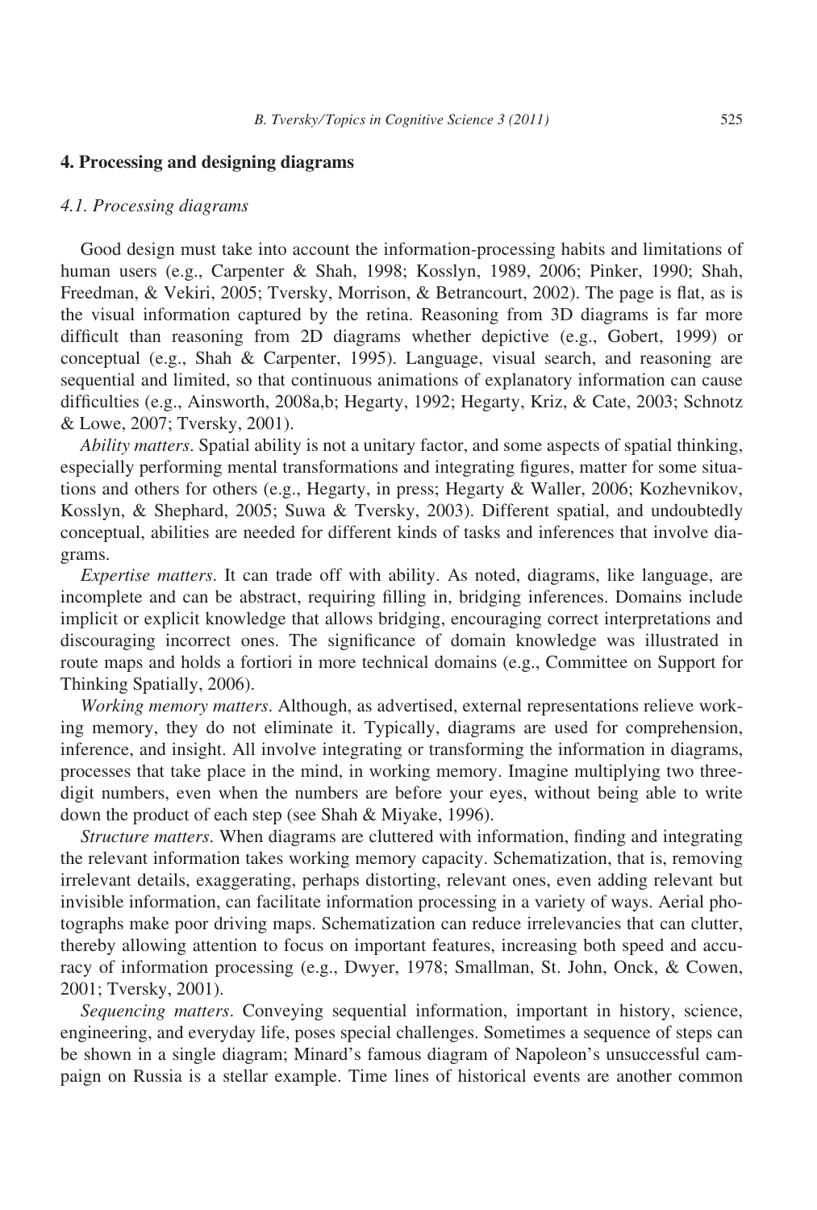## 4. Processing and designing diagrams

### *4.1. Processing diagrams*

Good design must take into account the information-processing habits and limitations of human users (e.g., Carpenter & Shah, 1998; Kosslyn, 1989, 2006; Pinker, 1990; Shah, Freedman, & Vekiri, 2005; Tversky, Morrison, & Betrancourt, 2002). The page is flat, as is the visual information captured by the retina. Reasoning from 3D diagrams is far more difficult than reasoning from 2D diagrams whether depictive (e.g., Gobert, 1999) or conceptual (e.g., Shah & Carpenter, 1995). Language, visual search, and reasoning are sequential and limited, so that continuous animations of explanatory information can cause difficulties (e.g., Ainsworth, 2008a,b; Hegarty, 1992; Hegarty, Kriz, & Cate, 2003; Schnotz & Lowe, 2007; Tversky, 2001).

*Ability matters*. Spatial ability is not a unitary factor, and some aspects of spatial thinking, especially performing mental transformations and integrating figures, matter for some situations and others for others (e.g., Hegarty, in press; Hegarty & Waller, 2006; Kozhevnikov, Kosslyn, & Shephard, 2005; Suwa & Tversky, 2003). Different spatial, and undoubtedly conceptual, abilities are needed for different kinds of tasks and inferences that involve diagrams.

*Expertise matters*. It can trade off with ability. As noted, diagrams, like language, are incomplete and can be abstract, requiring filling in, bridging inferences. Domains include implicit or explicit knowledge that allows bridging, encouraging correct interpretations and discouraging incorrect ones. The significance of domain knowledge was illustrated in route maps and holds a fortiori in more technical domains (e.g., Committee on Support for Thinking Spatially, 2006).

*Working memory matters*. Although, as advertised, external representations relieve working memory, they do not eliminate it. Typically, diagrams are used for comprehension, inference, and insight. All involve integrating or transforming the information in diagrams, processes that take place in the mind, in working memory. Imagine multiplying two three-digit numbers, even when the numbers are before your eyes, without being able to write down the product of each step (see Shah & Miyake, 1996).

*Structure matters*. When diagrams are cluttered with information, finding and integrating the relevant information takes working memory capacity. Schematization, that is, removing irrelevant details, exaggerating, perhaps distorting, relevant ones, even adding relevant but invisible information, can facilitate information processing in a variety of ways. Aerial photographs make poor driving maps. Schematization can reduce irrelevancies that can clutter, thereby allowing attention to focus on important features, increasing both speed and accuracy of information processing (e.g., Dwyer, 1978; Smallman, St. John, Onck, & Cowen, 2001; Tversky, 2001).

*Sequencing matters*. Conveying sequential information, important in history, science, engineering, and everyday life, poses special challenges. Sometimes a sequence of steps can be shown in a single diagram; Minard's famous diagram of Napoleon's unsuccessful campaign on Russia is a stellar example. Time lines of historical events are another common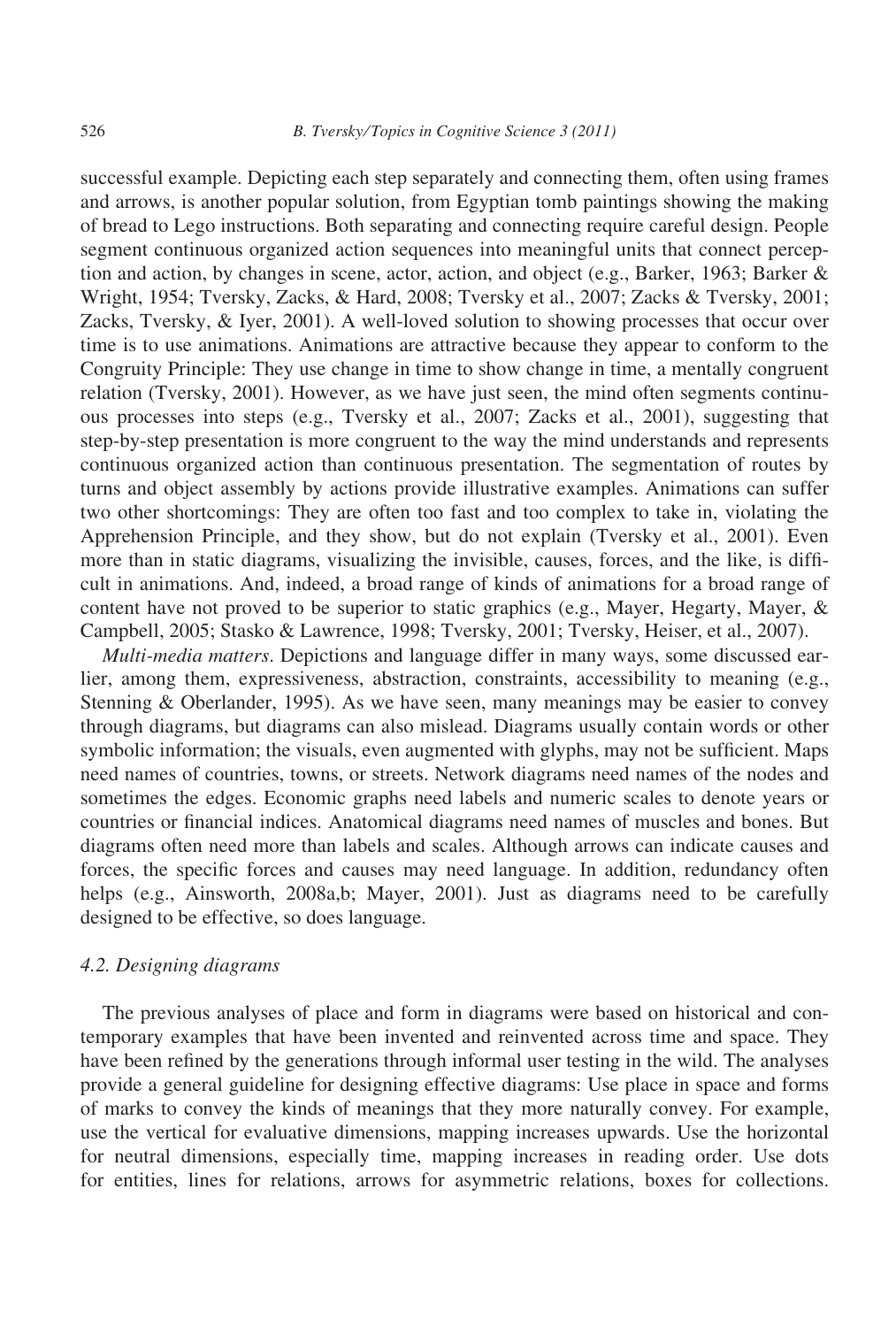successful example. Depicting each step separately and connecting them, often using frames and arrows, is another popular solution, from Egyptian tomb paintings showing the making of bread to Lego instructions. Both separating and connecting require careful design. People segment continuous organized action sequences into meaningful units that connect perception and action, by changes in scene, actor, action, and object (e.g., Barker, 1963; Barker & Wright, 1954; Tversky, Zacks, & Hard, 2008; Tversky et al., 2007; Zacks & Tversky, 2001; Zacks, Tversky, & Iyer, 2001). A well-loved solution to showing processes that occur over time is to use animations. Animations are attractive because they appear to conform to the Congruity Principle: They use change in time to show change in time, a mentally congruent relation (Tversky, 2001). However, as we have just seen, the mind often segments continuous processes into steps (e.g., Tversky et al., 2007; Zacks et al., 2001), suggesting that step-by-step presentation is more congruent to the way the mind understands and represents continuous organized action than continuous presentation. The segmentation of routes by turns and object assembly by actions provide illustrative examples. Animations can suffer two other shortcomings: They are often too fast and too complex to take in, violating the Apprehension Principle, and they show, but do not explain (Tversky et al., 2001). Even more than in static diagrams, visualizing the invisible, causes, forces, and the like, is difficult in animations. And, indeed, a broad range of kinds of animations for a broad range of content have not proved to be superior to static graphics (e.g., Mayer, Hegarty, Mayer, & Campbell, 2005; Stasko & Lawrence, 1998; Tversky, 2001; Tversky, Heiser, et al., 2007).

*Multi-media matters*. Depictions and language differ in many ways, some discussed earlier, among them, expressiveness, abstraction, constraints, accessibility to meaning (e.g., Stenning & Oberlander, 1995). As we have seen, many meanings may be easier to convey through diagrams, but diagrams can also mislead. Diagrams usually contain words or other symbolic information; the visuals, even augmented with glyphs, may not be sufficient. Maps need names of countries, towns, or streets. Network diagrams need names of the nodes and sometimes the edges. Economic graphs need labels and numeric scales to denote years or countries or financial indices. Anatomical diagrams need names of muscles and bones. But diagrams often need more than labels and scales. Although arrows can indicate causes and forces, the specific forces and causes may need language. In addition, redundancy often helps (e.g., Ainsworth, 2008a,b; Mayer, 2001). Just as diagrams need to be carefully designed to be effective, so does language.

### 4.2. Designing diagrams

The previous analyses of place and form in diagrams were based on historical and contemporary examples that have been invented and reinvented across time and space. They have been refined by the generations through informal user testing in the wild. The analyses provide a general guideline for designing effective diagrams: Use place in space and forms of marks to convey the kinds of meanings that they more naturally convey. For example, use the vertical for evaluative dimensions, mapping increases upwards. Use the horizontal for neutral dimensions, especially time, mapping increases in reading order. Use dots for entities, lines for relations, arrows for asymmetric relations, boxes for collections.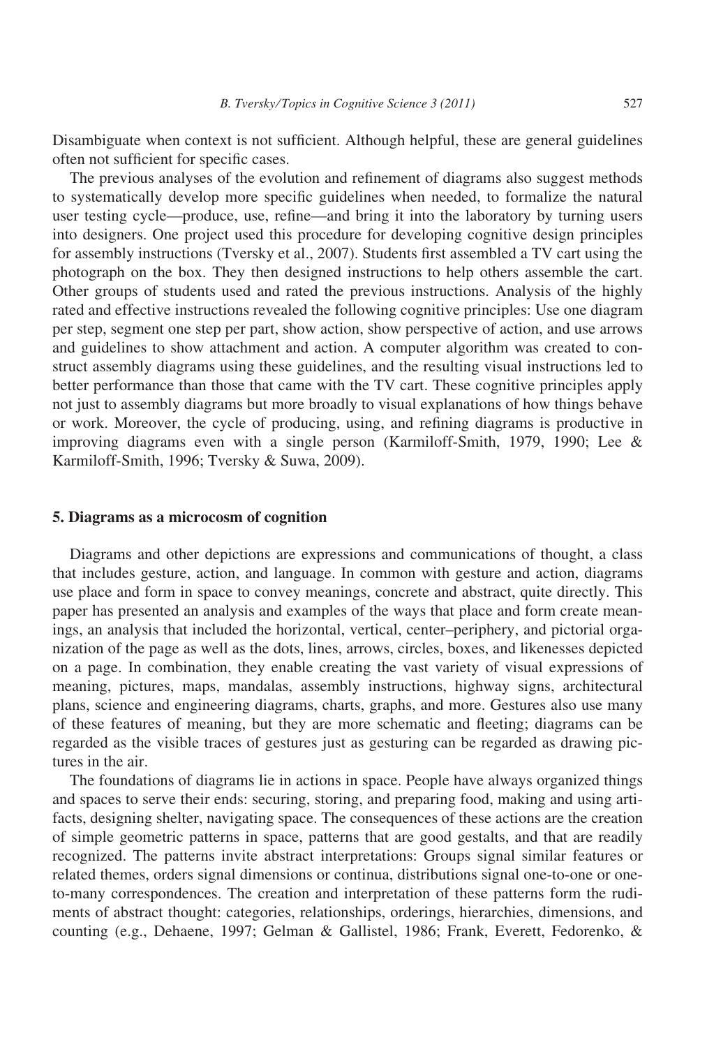Disambiguate when context is not sufficient. Although helpful, these are general guidelines often not sufficient for specific cases.

The previous analyses of the evolution and refinement of diagrams also suggest methods to systematically develop more specific guidelines when needed, to formalize the natural user testing cycle—produce, use, refine—and bring it into the laboratory by turning users into designers. One project used this procedure for developing cognitive design principles for assembly instructions (Tversky et al., 2007). Students first assembled a TV cart using the photograph on the box. They then designed instructions to help others assemble the cart. Other groups of students used and rated the previous instructions. Analysis of the highly rated and effective instructions revealed the following cognitive principles: Use one diagram per step, segment one step per part, show action, show perspective of action, and use arrows and guidelines to show attachment and action. A computer algorithm was created to construct assembly diagrams using these guidelines, and the resulting visual instructions led to better performance than those that came with the TV cart. These cognitive principles apply not just to assembly diagrams but more broadly to visual explanations of how things behave or work. Moreover, the cycle of producing, using, and refining diagrams is productive in improving diagrams even with a single person (Karmiloff-Smith, 1979, 1990; Lee & Karmiloff-Smith, 1996; Tversky & Suwa, 2009).

## 5. Diagrams as a microcosm of cognition

Diagrams and other depictions are expressions and communications of thought, a class that includes gesture, action, and language. In common with gesture and action, diagrams use place and form in space to convey meanings, concrete and abstract, quite directly. This paper has presented an analysis and examples of the ways that place and form create meanings, an analysis that included the horizontal, vertical, center–periphery, and pictorial organization of the page as well as the dots, lines, arrows, circles, boxes, and likenesses depicted on a page. In combination, they enable creating the vast variety of visual expressions of meaning, pictures, maps, mandalas, assembly instructions, highway signs, architectural plans, science and engineering diagrams, charts, graphs, and more. Gestures also use many of these features of meaning, but they are more schematic and fleeting; diagrams can be regarded as the visible traces of gestures just as gesturing can be regarded as drawing pictures in the air.

The foundations of diagrams lie in actions in space. People have always organized things and spaces to serve their ends: securing, storing, and preparing food, making and using artifacts, designing shelter, navigating space. The consequences of these actions are the creation of simple geometric patterns in space, patterns that are good gestalts, and that are readily recognized. The patterns invite abstract interpretations: Groups signal similar features or related themes, orders signal dimensions or continua, distributions signal one-to-one or one-to-many correspondences. The creation and interpretation of these patterns form the rudiments of abstract thought: categories, relationships, orderings, hierarchies, dimensions, and counting (e.g., Dehaene, 1997; Gelman & Gallistel, 1986; Frank, Everett, Fedorenko, &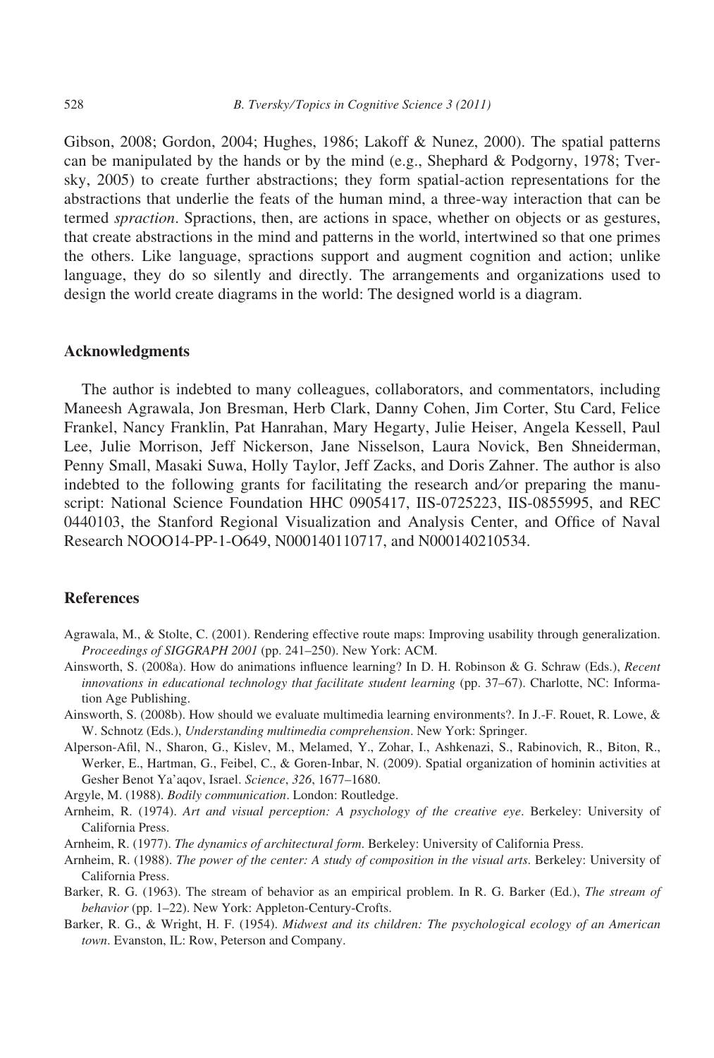Gibson, 2008; Gordon, 2004; Hughes, 1986; Lakoff & Nunez, 2000). The spatial patterns can be manipulated by the hands or by the mind (e.g., Shephard & Podgorny, 1978; Tversky, 2005) to create further abstractions; they form spatial-action representations for the abstractions that underlie the feats of the human mind, a three-way interaction that can be termed *spraction*. Spractions, then, are actions in space, whether on objects or as gestures, that create abstractions in the mind and patterns in the world, intertwined so that one primes the others. Like language, spractions support and augment cognition and action; unlike language, they do so silently and directly. The arrangements and organizations used to design the world create diagrams in the world: The designed world is a diagram.

## Acknowledgments

The author is indebted to many colleagues, collaborators, and commentators, including Maneesh Agrawala, Jon Bresman, Herb Clark, Danny Cohen, Jim Corter, Stu Card, Felice Frankel, Nancy Franklin, Pat Hanrahan, Mary Hegarty, Julie Heiser, Angela Kessell, Paul Lee, Julie Morrison, Jeff Nickerson, Jane Nisselson, Laura Novick, Ben Shneiderman, Penny Small, Masaki Suwa, Holly Taylor, Jeff Zacks, and Doris Zahner. The author is also indebted to the following grants for facilitating the research and/or preparing the manuscript: National Science Foundation HHC 0905417, IIS-0725223, IIS-0855995, and REC 0440103, the Stanford Regional Visualization and Analysis Center, and Office of Naval Research NOOO14-PP-1-O649, N000140110717, and N000140210534.

## References

Agrawala, M., & Stolte, C. (2001). Rendering effective route maps: Improving usability through generalization. *Proceedings of SIGGRAPH 2001* (pp. 241–250). New York: ACM.

Ainsworth, S. (2008a). How do animations influence learning? In D. H. Robinson & G. Schraw (Eds.), *Recent innovations in educational technology that facilitate student learning* (pp. 37–67). Charlotte, NC: Information Age Publishing.

Ainsworth, S. (2008b). How should we evaluate multimedia learning environments?. In J.-F. Rouet, R. Lowe, & W. Schnotz (Eds.), *Understanding multimedia comprehension*. New York: Springer.

Alperson-Afil, N., Sharon, G., Kislev, M., Melamed, Y., Zohar, I., Ashkenazi, S., Rabinovich, R., Biton, R., Werker, E., Hartman, G., Feibel, C., & Goren-Inbar, N. (2009). Spatial organization of hominin activities at Gesher Benot Ya'aqov, Israel. *Science*, *326*, 1677–1680.

Argyle, M. (1988). *Bodily communication*. London: Routledge.

Arnheim, R. (1974). *Art and visual perception: A psychology of the creative eye*. Berkeley: University of California Press.

Arnheim, R. (1977). *The dynamics of architectural form*. Berkeley: University of California Press.

Arnheim, R. (1988). *The power of the center: A study of composition in the visual arts*. Berkeley: University of California Press.

Barker, R. G. (1963). The stream of behavior as an empirical problem. In R. G. Barker (Ed.), *The stream of behavior* (pp. 1–22). New York: Appleton-Century-Crofts.

Barker, R. G., & Wright, H. F. (1954). *Midwest and its children: The psychological ecology of an American town*. Evanston, IL: Row, Peterson and Company.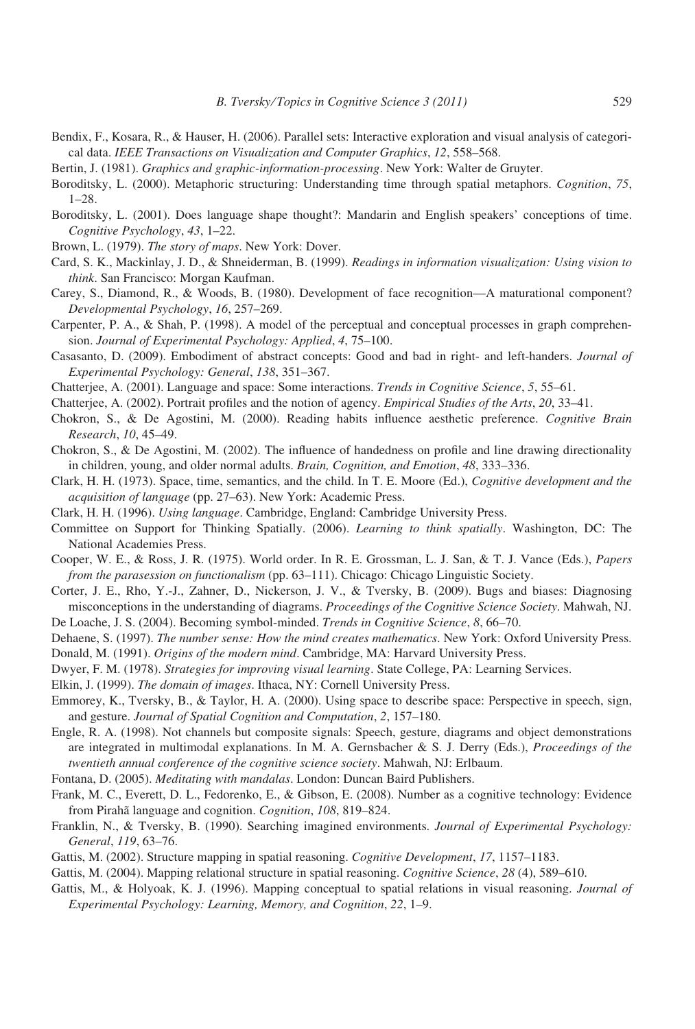Bendix, F., Kosara, R., & Hauser, H. (2006). Parallel sets: Interactive exploration and visual analysis of categorical data. *IEEE Transactions on Visualization and Computer Graphics*, *12*, 558–568.

Bertin, J. (1981). *Graphics and graphic-information-processing*. New York: Walter de Gruyter.

Boroditsky, L. (2000). Metaphoric structuring: Understanding time through spatial metaphors. *Cognition*, *75*, 1–28.

Boroditsky, L. (2001). Does language shape thought?: Mandarin and English speakers' conceptions of time. *Cognitive Psychology*, *43*, 1–22.

Brown, L. (1979). *The story of maps*. New York: Dover.

Card, S. K., Mackinlay, J. D., & Shneiderman, B. (1999). *Readings in information visualization: Using vision to think*. San Francisco: Morgan Kaufman.

Carey, S., Diamond, R., & Woods, B. (1980). Development of face recognition—A maturational component? *Developmental Psychology*, *16*, 257–269.

Carpenter, P. A., & Shah, P. (1998). A model of the perceptual and conceptual processes in graph comprehension. *Journal of Experimental Psychology: Applied*, *4*, 75–100.

Casasanto, D. (2009). Embodiment of abstract concepts: Good and bad in right- and left-handers. *Journal of Experimental Psychology: General*, *138*, 351–367.

Chatterjee, A. (2001). Language and space: Some interactions. *Trends in Cognitive Science*, *5*, 55–61.

Chatterjee, A. (2002). Portrait profiles and the notion of agency. *Empirical Studies of the Arts*, *20*, 33–41.

Chokron, S., & De Agostini, M. (2000). Reading habits influence aesthetic preference. *Cognitive Brain Research*, *10*, 45–49.

Chokron, S., & De Agostini, M. (2002). The influence of handedness on profile and line drawing directionality in children, young, and older normal adults. *Brain, Cognition, and Emotion*, *48*, 333–336.

Clark, H. H. (1973). Space, time, semantics, and the child. In T. E. Moore (Ed.), *Cognitive development and the acquisition of language* (pp. 27–63). New York: Academic Press.

Clark, H. H. (1996). *Using language*. Cambridge, England: Cambridge University Press.

Committee on Support for Thinking Spatially. (2006). *Learning to think spatially*. Washington, DC: The National Academies Press.

Cooper, W. E., & Ross, J. R. (1975). World order. In R. E. Grossman, L. J. San, & T. J. Vance (Eds.), *Papers from the parasession on functionalism* (pp. 63–111). Chicago: Chicago Linguistic Society.

Corter, J. E., Rho, Y.-J., Zahner, D., Nickerson, J. V., & Tversky, B. (2009). Bugs and biases: Diagnosing misconceptions in the understanding of diagrams. *Proceedings of the Cognitive Science Society*. Mahwah, NJ.

De Loache, J. S. (2004). Becoming symbol-minded. *Trends in Cognitive Science*, *8*, 66–70.

Dehaene, S. (1997). *The number sense: How the mind creates mathematics*. New York: Oxford University Press.

Donald, M. (1991). *Origins of the modern mind*. Cambridge, MA: Harvard University Press.

Dwyer, F. M. (1978). *Strategies for improving visual learning*. State College, PA: Learning Services.

Elkin, J. (1999). *The domain of images*. Ithaca, NY: Cornell University Press.

Emmorey, K., Tversky, B., & Taylor, H. A. (2000). Using space to describe space: Perspective in speech, sign, and gesture. *Journal of Spatial Cognition and Computation*, *2*, 157–180.

Engle, R. A. (1998). Not channels but composite signals: Speech, gesture, diagrams and object demonstrations are integrated in multimodal explanations. In M. A. Gernsbacher & S. J. Derry (Eds.), *Proceedings of the twentieth annual conference of the cognitive science society*. Mahwah, NJ: Erlbaum.

Fontana, D. (2005). *Meditating with mandalas*. London: Duncan Baird Publishers.

Frank, M. C., Everett, D. L., Fedorenko, E., & Gibson, E. (2008). Number as a cognitive technology: Evidence from Pirahã language and cognition. *Cognition*, *108*, 819–824.

Franklin, N., & Tversky, B. (1990). Searching imagined environments. *Journal of Experimental Psychology: General*, *119*, 63–76.

Gattis, M. (2002). Structure mapping in spatial reasoning. *Cognitive Development*, *17*, 1157–1183.

Gattis, M. (2004). Mapping relational structure in spatial reasoning. *Cognitive Science*, *28* (4), 589–610.

Gattis, M., & Holyoak, K. J. (1996). Mapping conceptual to spatial relations in visual reasoning. *Journal of Experimental Psychology: Learning, Memory, and Cognition*, *22*, 1–9.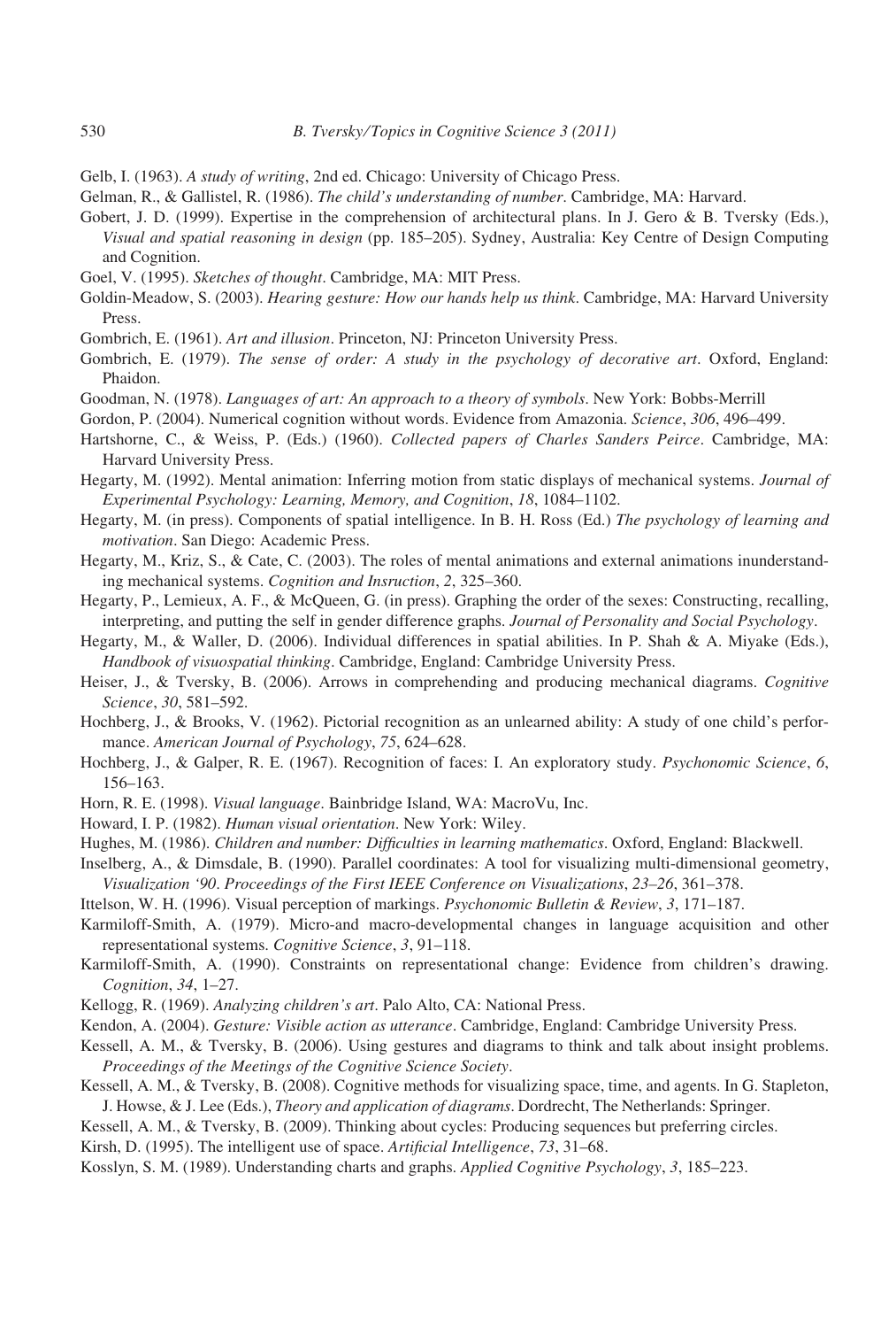Gelb, I. (1963). *A study of writing*, 2nd ed. Chicago: University of Chicago Press.

Gelman, R., & Gallistel, R. (1986). *The child's understanding of number*. Cambridge, MA: Harvard.

Gobert, J. D. (1999). Expertise in the comprehension of architectural plans. In J. Gero & B. Tversky (Eds.), *Visual and spatial reasoning in design* (pp. 185–205). Sydney, Australia: Key Centre of Design Computing and Cognition.

Goel, V. (1995). *Sketches of thought*. Cambridge, MA: MIT Press.

Goldin-Meadow, S. (2003). *Hearing gesture: How our hands help us think*. Cambridge, MA: Harvard University Press.

Gombrich, E. (1961). *Art and illusion*. Princeton, NJ: Princeton University Press.

Gombrich, E. (1979). *The sense of order: A study in the psychology of decorative art*. Oxford, England: Phaidon.

Goodman, N. (1978). *Languages of art: An approach to a theory of symbols*. New York: Bobbs-Merrill

Gordon, P. (2004). Numerical cognition without words. Evidence from Amazonia. *Science*, *306*, 496–499.

Hartshorne, C., & Weiss, P. (Eds.) (1960). *Collected papers of Charles Sanders Peirce*. Cambridge, MA: Harvard University Press.

Hegarty, M. (1992). Mental animation: Inferring motion from static displays of mechanical systems. *Journal of Experimental Psychology: Learning, Memory, and Cognition*, *18*, 1084–1102.

Hegarty, M. (in press). Components of spatial intelligence. In B. H. Ross (Ed.) *The psychology of learning and motivation*. San Diego: Academic Press.

Hegarty, M., Kriz, S., & Cate, C. (2003). The roles of mental animations and external animations inunderstanding mechanical systems. *Cognition and Insruction*, *2*, 325–360.

Hegarty, P., Lemieux, A. F., & McQueen, G. (in press). Graphing the order of the sexes: Constructing, recalling, interpreting, and putting the self in gender difference graphs. *Journal of Personality and Social Psychology*.

Hegarty, M., & Waller, D. (2006). Individual differences in spatial abilities. In P. Shah & A. Miyake (Eds.), *Handbook of visuospatial thinking*. Cambridge, England: Cambridge University Press.

Heiser, J., & Tversky, B. (2006). Arrows in comprehending and producing mechanical diagrams. *Cognitive Science*, *30*, 581–592.

Hochberg, J., & Brooks, V. (1962). Pictorial recognition as an unlearned ability: A study of one child's performance. *American Journal of Psychology*, *75*, 624–628.

Hochberg, J., & Galper, R. E. (1967). Recognition of faces: I. An exploratory study. *Psychonomic Science*, *6*, 156–163.

Horn, R. E. (1998). *Visual language*. Bainbridge Island, WA: MacroVu, Inc.

Howard, I. P. (1982). *Human visual orientation*. New York: Wiley.

Hughes, M. (1986). *Children and number: Difficulties in learning mathematics*. Oxford, England: Blackwell.

Inselberg, A., & Dimsdale, B. (1990). Parallel coordinates: A tool for visualizing multi-dimensional geometry, *Visualization '90*. *Proceedings of the First IEEE Conference on Visualizations*, *23–26*, 361–378.

Ittelson, W. H. (1996). Visual perception of markings. *Psychonomic Bulletin & Review*, *3*, 171–187.

Karmiloff-Smith, A. (1979). Micro-and macro-developmental changes in language acquisition and other representational systems. *Cognitive Science*, *3*, 91–118.

Karmiloff-Smith, A. (1990). Constraints on representational change: Evidence from children's drawing. *Cognition*, *34*, 1–27.

Kellogg, R. (1969). *Analyzing children's art*. Palo Alto, CA: National Press.

Kendon, A. (2004). *Gesture: Visible action as utterance*. Cambridge, England: Cambridge University Press.

Kessell, A. M., & Tversky, B. (2006). Using gestures and diagrams to think and talk about insight problems. *Proceedings of the Meetings of the Cognitive Science Society*.

Kessell, A. M., & Tversky, B. (2008). Cognitive methods for visualizing space, time, and agents. In G. Stapleton, J. Howse, & J. Lee (Eds.), *Theory and application of diagrams*. Dordrecht, The Netherlands: Springer.

Kessell, A. M., & Tversky, B. (2009). Thinking about cycles: Producing sequences but preferring circles.

Kirsh, D. (1995). The intelligent use of space. *Artificial Intelligence*, *73*, 31–68.

Kosslyn, S. M. (1989). Understanding charts and graphs. *Applied Cognitive Psychology*, *3*, 185–223.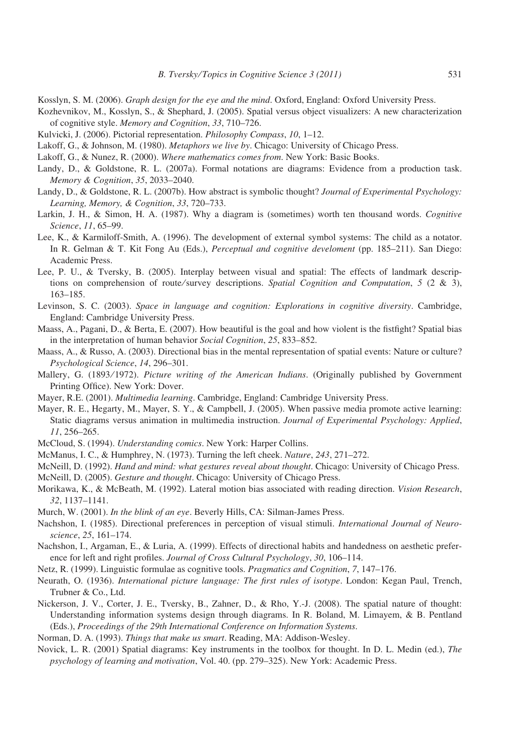Kosslyn, S. M. (2006). *Graph design for the eye and the mind*. Oxford, England: Oxford University Press.

Kozhevnikov, M., Kosslyn, S., & Shephard, J. (2005). Spatial versus object visualizers: A new characterization of cognitive style. *Memory and Cognition*, *33*, 710–726.

Kulvicki, J. (2006). Pictorial representation. *Philosophy Compass*, *10*, 1–12.

Lakoff, G., & Johnson, M. (1980). *Metaphors we live by*. Chicago: University of Chicago Press.

Lakoff, G., & Nunez, R. (2000). *Where mathematics comes from*. New York: Basic Books.

Landy, D., & Goldstone, R. L. (2007a). Formal notations are diagrams: Evidence from a production task. *Memory & Cognition*, *35*, 2033–2040.

Landy, D., & Goldstone, R. L. (2007b). How abstract is symbolic thought? *Journal of Experimental Psychology: Learning, Memory, & Cognition*, *33*, 720–733.

Larkin, J. H., & Simon, H. A. (1987). Why a diagram is (sometimes) worth ten thousand words. *Cognitive Science*, *11*, 65–99.

Lee, K., & Karmiloff-Smith, A. (1996). The development of external symbol systems: The child as a notator. In R. Gelman & T. Kit Fong Au (Eds.), *Perceptual and cognitive develoment* (pp. 185–211). San Diego: Academic Press.

Lee, P. U., & Tversky, B. (2005). Interplay between visual and spatial: The effects of landmark descriptions on comprehension of route/survey descriptions. *Spatial Cognition and Computation*, *5* (2 & 3), 163–185.

Levinson, S. C. (2003). *Space in language and cognition: Explorations in cognitive diversity*. Cambridge, England: Cambridge University Press.

Maass, A., Pagani, D., & Berta, E. (2007). How beautiful is the goal and how violent is the fistfight? Spatial bias in the interpretation of human behavior *Social Cognition*, *25*, 833–852.

Maass, A., & Russo, A. (2003). Directional bias in the mental representation of spatial events: Nature or culture? *Psychological Science*, *14*, 296–301.

Mallery, G. (1893/1972). *Picture writing of the American Indians*. (Originally published by Government Printing Office). New York: Dover.

Mayer, R.E. (2001). *Multimedia learning*. Cambridge, England: Cambridge University Press.

Mayer, R. E., Hegarty, M., Mayer, S. Y., & Campbell, J. (2005). When passive media promote active learning: Static diagrams versus animation in multimedia instruction. *Journal of Experimental Psychology: Applied*, *11*, 256–265.

McCloud, S. (1994). *Understanding comics*. New York: Harper Collins.

McManus, I. C., & Humphrey, N. (1973). Turning the left cheek. *Nature*, *243*, 271–272.

McNeill, D. (1992). *Hand and mind: what gestures reveal about thought*. Chicago: University of Chicago Press.

McNeill, D. (2005). *Gesture and thought*. Chicago: University of Chicago Press.

Morikawa, K., & McBeath, M. (1992). Lateral motion bias associated with reading direction. *Vision Research*, *32*, 1137–1141.

Murch, W. (2001). *In the blink of an eye*. Beverly Hills, CA: Silman-James Press.

Nachshon, I. (1985). Directional preferences in perception of visual stimuli. *International Journal of Neuroscience*, *25*, 161–174.

Nachshon, I., Argaman, E., & Luria, A. (1999). Effects of directional habits and handedness on aesthetic preference for left and right profiles. *Journal of Cross Cultural Psychology*, *30*, 106–114.

Netz, R. (1999). Linguistic formulae as cognitive tools. *Pragmatics and Cognition*, *7*, 147–176.

Neurath, O. (1936). *International picture language: The first rules of isotype*. London: Kegan Paul, Trench, Trubner & Co., Ltd.

Nickerson, J. V., Corter, J. E., Tversky, B., Zahner, D., & Rho, Y.-J. (2008). The spatial nature of thought: Understanding information systems design through diagrams. In R. Boland, M. Limayem, & B. Pentland (Eds.), *Proceedings of the 29th International Conference on Information Systems*.

Norman, D. A. (1993). *Things that make us smart*. Reading, MA: Addison-Wesley.

Novick, L. R. (2001) Spatial diagrams: Key instruments in the toolbox for thought. In D. L. Medin (ed.), *The psychology of learning and motivation*, Vol. 40. (pp. 279–325). New York: Academic Press.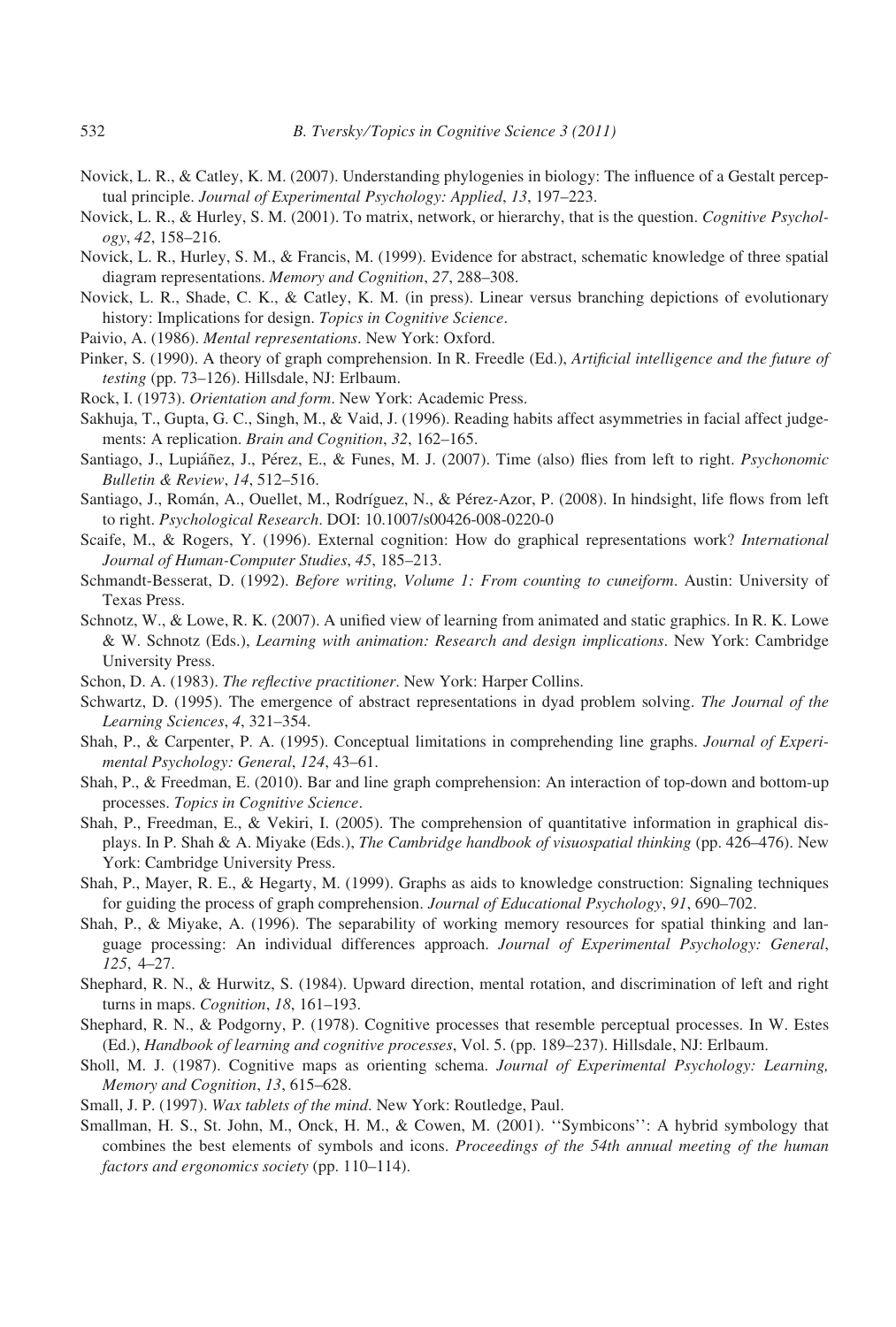Novick, L. R., & Catley, K. M. (2007). Understanding phylogenies in biology: The influence of a Gestalt perceptual principle. *Journal of Experimental Psychology: Applied*, *13*, 197–223.

Novick, L. R., & Hurley, S. M. (2001). To matrix, network, or hierarchy, that is the question. *Cognitive Psychology*, *42*, 158–216.

Novick, L. R., Hurley, S. M., & Francis, M. (1999). Evidence for abstract, schematic knowledge of three spatial diagram representations. *Memory and Cognition*, *27*, 288–308.

Novick, L. R., Shade, C. K., & Catley, K. M. (in press). Linear versus branching depictions of evolutionary history: Implications for design. *Topics in Cognitive Science*.

Paivio, A. (1986). *Mental representations*. New York: Oxford.

Pinker, S. (1990). A theory of graph comprehension. In R. Freedle (Ed.), *Artificial intelligence and the future of testing* (pp. 73–126). Hillsdale, NJ: Erlbaum.

Rock, I. (1973). *Orientation and form*. New York: Academic Press.

Sakhuja, T., Gupta, G. C., Singh, M., & Vaid, J. (1996). Reading habits affect asymmetries in facial affect judgements: A replication. *Brain and Cognition*, *32*, 162–165.

Santiago, J., Lupiáñez, J., Pérez, E., & Funes, M. J. (2007). Time (also) flies from left to right. *Psychonomic Bulletin & Review*, *14*, 512–516.

Santiago, J., Román, A., Ouellet, M., Rodríguez, N., & Pérez-Azor, P. (2008). In hindsight, life flows from left to right. *Psychological Research*. DOI: 10.1007/s00426-008-0220-0

Scaife, M., & Rogers, Y. (1996). External cognition: How do graphical representations work? *International Journal of Human-Computer Studies*, *45*, 185–213.

Schmandt-Besserat, D. (1992). *Before writing, Volume 1: From counting to cuneiform*. Austin: University of Texas Press.

Schnotz, W., & Lowe, R. K. (2007). A unified view of learning from animated and static graphics. In R. K. Lowe & W. Schnotz (Eds.), *Learning with animation: Research and design implications*. New York: Cambridge University Press.

Schon, D. A. (1983). *The reflective practitioner*. New York: Harper Collins.

Schwartz, D. (1995). The emergence of abstract representations in dyad problem solving. *The Journal of the Learning Sciences*, *4*, 321–354.

Shah, P., & Carpenter, P. A. (1995). Conceptual limitations in comprehending line graphs. *Journal of Experimental Psychology: General*, *124*, 43–61.

Shah, P., & Freedman, E. (2010). Bar and line graph comprehension: An interaction of top-down and bottom-up processes. *Topics in Cognitive Science*.

Shah, P., Freedman, E., & Vekiri, I. (2005). The comprehension of quantitative information in graphical displays. In P. Shah & A. Miyake (Eds.), *The Cambridge handbook of visuospatial thinking* (pp. 426–476). New York: Cambridge University Press.

Shah, P., Mayer, R. E., & Hegarty, M. (1999). Graphs as aids to knowledge construction: Signaling techniques for guiding the process of graph comprehension. *Journal of Educational Psychology*, *91*, 690–702.

Shah, P., & Miyake, A. (1996). The separability of working memory resources for spatial thinking and language processing: An individual differences approach. *Journal of Experimental Psychology: General*, *125*, 4–27.

Shephard, R. N., & Hurwitz, S. (1984). Upward direction, mental rotation, and discrimination of left and right turns in maps. *Cognition*, *18*, 161–193.

Shephard, R. N., & Podgorny, P. (1978). Cognitive processes that resemble perceptual processes. In W. Estes (Ed.), *Handbook of learning and cognitive processes*, Vol. 5. (pp. 189–237). Hillsdale, NJ: Erlbaum.

Sholl, M. J. (1987). Cognitive maps as orienting schema. *Journal of Experimental Psychology: Learning, Memory and Cognition*, *13*, 615–628.

Small, J. P. (1997). *Wax tablets of the mind*. New York: Routledge, Paul.

Smallman, H. S., St. John, M., Onck, H. M., & Cowen, M. (2001). ''Symbicons'': A hybrid symbology that combines the best elements of symbols and icons. *Proceedings of the 54th annual meeting of the human factors and ergonomics society* (pp. 110–114).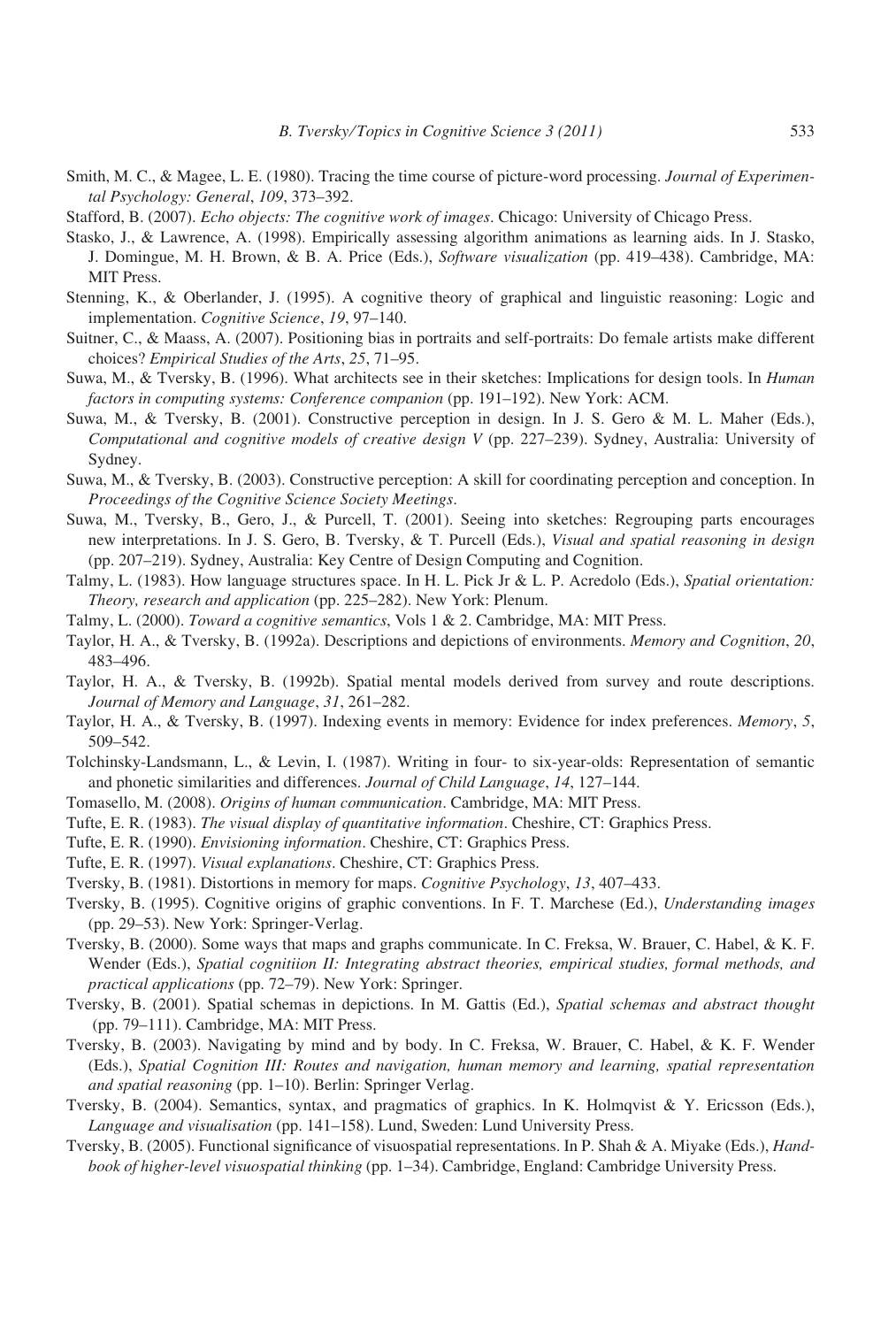Smith, M. C., & Magee, L. E. (1980). Tracing the time course of picture-word processing. *Journal of Experimental Psychology: General*, *109*, 373–392.

Stafford, B. (2007). *Echo objects: The cognitive work of images*. Chicago: University of Chicago Press.

Stasko, J., & Lawrence, A. (1998). Empirically assessing algorithm animations as learning aids. In J. Stasko, J. Domingue, M. H. Brown, & B. A. Price (Eds.), *Software visualization* (pp. 419–438). Cambridge, MA: MIT Press.

Stenning, K., & Oberlander, J. (1995). A cognitive theory of graphical and linguistic reasoning: Logic and implementation. *Cognitive Science*, *19*, 97–140.

Suitner, C., & Maass, A. (2007). Positioning bias in portraits and self-portraits: Do female artists make different choices? *Empirical Studies of the Arts*, *25*, 71–95.

Suwa, M., & Tversky, B. (1996). What architects see in their sketches: Implications for design tools. In *Human factors in computing systems: Conference companion* (pp. 191–192). New York: ACM.

Suwa, M., & Tversky, B. (2001). Constructive perception in design. In J. S. Gero & M. L. Maher (Eds.), *Computational and cognitive models of creative design V* (pp. 227–239). Sydney, Australia: University of Sydney.

Suwa, M., & Tversky, B. (2003). Constructive perception: A skill for coordinating perception and conception. In *Proceedings of the Cognitive Science Society Meetings*.

Suwa, M., Tversky, B., Gero, J., & Purcell, T. (2001). Seeing into sketches: Regrouping parts encourages new interpretations. In J. S. Gero, B. Tversky, & T. Purcell (Eds.), *Visual and spatial reasoning in design* (pp. 207–219). Sydney, Australia: Key Centre of Design Computing and Cognition.

Talmy, L. (1983). How language structures space. In H. L. Pick Jr & L. P. Acredolo (Eds.), *Spatial orientation: Theory, research and application* (pp. 225–282). New York: Plenum.

Talmy, L. (2000). *Toward a cognitive semantics*, Vols 1 & 2. Cambridge, MA: MIT Press.

Taylor, H. A., & Tversky, B. (1992a). Descriptions and depictions of environments. *Memory and Cognition*, *20*, 483–496.

Taylor, H. A., & Tversky, B. (1992b). Spatial mental models derived from survey and route descriptions. *Journal of Memory and Language*, *31*, 261–282.

Taylor, H. A., & Tversky, B. (1997). Indexing events in memory: Evidence for index preferences. *Memory*, *5*, 509–542.

Tolchinsky-Landsmann, L., & Levin, I. (1987). Writing in four- to six-year-olds: Representation of semantic and phonetic similarities and differences. *Journal of Child Language*, *14*, 127–144.

Tomasello, M. (2008). *Origins of human communication*. Cambridge, MA: MIT Press.

Tufte, E. R. (1983). *The visual display of quantitative information*. Cheshire, CT: Graphics Press.

Tufte, E. R. (1990). *Envisioning information*. Cheshire, CT: Graphics Press.

Tufte, E. R. (1997). *Visual explanations*. Cheshire, CT: Graphics Press.

Tversky, B. (1981). Distortions in memory for maps. *Cognitive Psychology*, *13*, 407–433.

Tversky, B. (1995). Cognitive origins of graphic conventions. In F. T. Marchese (Ed.), *Understanding images* (pp. 29–53). New York: Springer-Verlag.

Tversky, B. (2000). Some ways that maps and graphs communicate. In C. Freksa, W. Brauer, C. Habel, & K. F. Wender (Eds.), *Spatial cognitiion II: Integrating abstract theories, empirical studies, formal methods, and practical applications* (pp. 72–79). New York: Springer.

Tversky, B. (2001). Spatial schemas in depictions. In M. Gattis (Ed.), *Spatial schemas and abstract thought* (pp. 79–111). Cambridge, MA: MIT Press.

Tversky, B. (2003). Navigating by mind and by body. In C. Freksa, W. Brauer, C. Habel, & K. F. Wender (Eds.), *Spatial Cognition III: Routes and navigation, human memory and learning, spatial representation and spatial reasoning* (pp. 1–10). Berlin: Springer Verlag.

Tversky, B. (2004). Semantics, syntax, and pragmatics of graphics. In K. Holmqvist & Y. Ericsson (Eds.), *Language and visualisation* (pp. 141–158). Lund, Sweden: Lund University Press.

Tversky, B. (2005). Functional significance of visuospatial representations. In P. Shah & A. Miyake (Eds.), *Handbook of higher-level visuospatial thinking* (pp. 1–34). Cambridge, England: Cambridge University Press.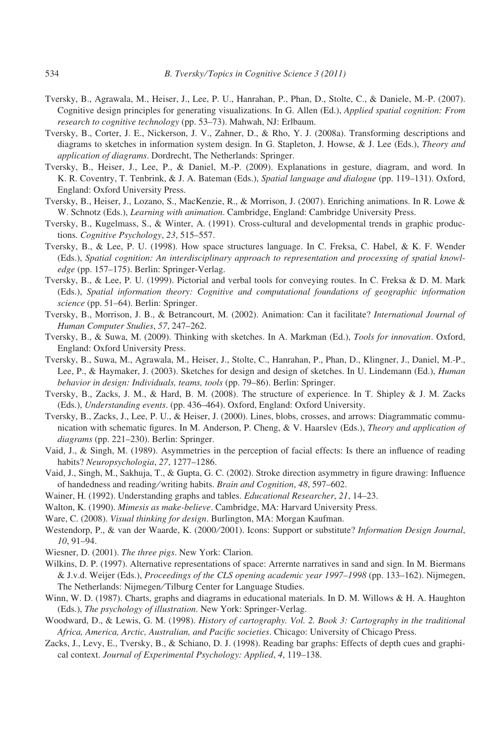Tversky, B., Agrawala, M., Heiser, J., Lee, P. U., Hanrahan, P., Phan, D., Stolte, C., & Daniele, M.-P. (2007). Cognitive design principles for generating visualizations. In G. Allen (Ed.), *Applied spatial cognition: From research to cognitive technology* (pp. 53–73). Mahwah, NJ: Erlbaum.

Tversky, B., Corter, J. E., Nickerson, J. V., Zahner, D., & Rho, Y. J. (2008a). Transforming descriptions and diagrams to sketches in information system design. In G. Stapleton, J. Howse, & J. Lee (Eds.), *Theory and application of diagrams*. Dordrecht, The Netherlands: Springer.

Tversky, B., Heiser, J., Lee, P., & Daniel, M.-P. (2009). Explanations in gesture, diagram, and word. In K. R. Coventry, T. Tenbrink, & J. A. Bateman (Eds.), *Spatial language and dialogue* (pp. 119–131). Oxford, England: Oxford University Press.

Tversky, B., Heiser, J., Lozano, S., MacKenzie, R., & Morrison, J. (2007). Enriching animations. In R. Lowe & W. Schnotz (Eds.), *Learning with animation*. Cambridge, England: Cambridge University Press.

Tversky, B., Kugelmass, S., & Winter, A. (1991). Cross-cultural and developmental trends in graphic productions. *Cognitive Psychology*, *23*, 515–557.

Tversky, B., & Lee, P. U. (1998). How space structures language. In C. Freksa, C. Habel, & K. F. Wender (Eds.), *Spatial cognition: An interdisciplinary approach to representation and processing of spatial knowledge* (pp. 157–175). Berlin: Springer-Verlag.

Tversky, B., & Lee, P. U. (1999). Pictorial and verbal tools for conveying routes. In C. Freksa & D. M. Mark (Eds.), *Spatial information theory: Cognitive and computational foundations of geographic information science* (pp. 51–64). Berlin: Springer.

Tversky, B., Morrison, J. B., & Betrancourt, M. (2002). Animation: Can it facilitate? *International Journal of Human Computer Studies*, *57*, 247–262.

Tversky, B., & Suwa, M. (2009). Thinking with sketches. In A. Markman (Ed.), *Tools for innovation*. Oxford, England: Oxford University Press.

Tversky, B., Suwa, M., Agrawala, M., Heiser, J., Stolte, C., Hanrahan, P., Phan, D., Klingner, J., Daniel, M.-P., Lee, P., & Haymaker, J. (2003). Sketches for design and design of sketches. In U. Lindemann (Ed.), *Human behavior in design: Individuals, teams, tools* (pp. 79–86). Berlin: Springer.

Tversky, B., Zacks, J. M., & Hard, B. M. (2008). The structure of experience. In T. Shipley & J. M. Zacks (Eds.), *Understanding events*. (pp. 436–464). Oxford, England: Oxford University.

Tversky, B., Zacks, J., Lee, P. U., & Heiser, J. (2000). Lines, blobs, crosses, and arrows: Diagrammatic communication with schematic figures. In M. Anderson, P. Cheng, & V. Haarslev (Eds.), *Theory and application of diagrams* (pp. 221–230). Berlin: Springer.

Vaid, J., & Singh, M. (1989). Asymmetries in the perception of facial effects: Is there an influence of reading habits? *Neuropsychologia*, *27*, 1277–1286.

Vaid, J., Singh, M., Sakhuja, T., & Gupta, G. C. (2002). Stroke direction asymmetry in figure drawing: Influence of handedness and reading/writing habits. *Brain and Cognition*, *48*, 597–602.

Wainer, H. (1992). Understanding graphs and tables. *Educational Researcher*, *21*, 14–23.

Walton, K. (1990). *Mimesis as make-believe*. Cambridge, MA: Harvard University Press.

Ware, C. (2008). *Visual thinking for design*. Burlington, MA: Morgan Kaufman.

Westendorp, P., & van der Waarde, K. (2000/2001). Icons: Support or substitute? *Information Design Journal*, *10*, 91–94.

Wiesner, D. (2001). *The three pigs*. New York: Clarion.

Wilkins, D. P. (1997). Alternative representations of space: Arrernte narratives in sand and sign. In M. Biermans & J.v.d. Weijer (Eds.), *Proceedings of the CLS opening academic year 1997–1998* (pp. 133–162). Nijmegen, The Netherlands: Nijmegen/Tilburg Center for Language Studies.

Winn, W. D. (1987). Charts, graphs and diagrams in educational materials. In D. M. Willows & H. A. Haughton (Eds.), *The psychology of illustration*. New York: Springer-Verlag.

Woodward, D., & Lewis, G. M. (1998). *History of cartography. Vol. 2. Book 3: Cartography in the traditional Africa, America, Arctic, Australian, and Pacific societies*. Chicago: University of Chicago Press.

Zacks, J., Levy, E., Tversky, B., & Schiano, D. J. (1998). Reading bar graphs: Effects of depth cues and graphical context. *Journal of Experimental Psychology: Applied*, *4*, 119–138.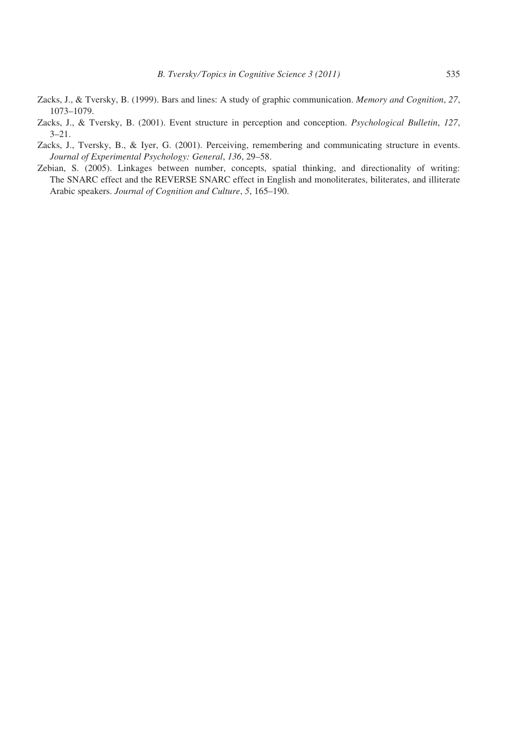Zacks, J., & Tversky, B. (1999). Bars and lines: A study of graphic communication. *Memory and Cognition*, *27*, 1073–1079.

Zacks, J., & Tversky, B. (2001). Event structure in perception and conception. *Psychological Bulletin*, *127*, 3–21.

Zacks, J., Tversky, B., & Iyer, G. (2001). Perceiving, remembering and communicating structure in events. *Journal of Experimental Psychology: General*, *136*, 29–58.

Zebian, S. (2005). Linkages between number, concepts, spatial thinking, and directionality of writing: The SNARC effect and the REVERSE SNARC effect in English and monoliterates, biliterates, and illiterate Arabic speakers. *Journal of Cognition and Culture*, *5*, 165–190.